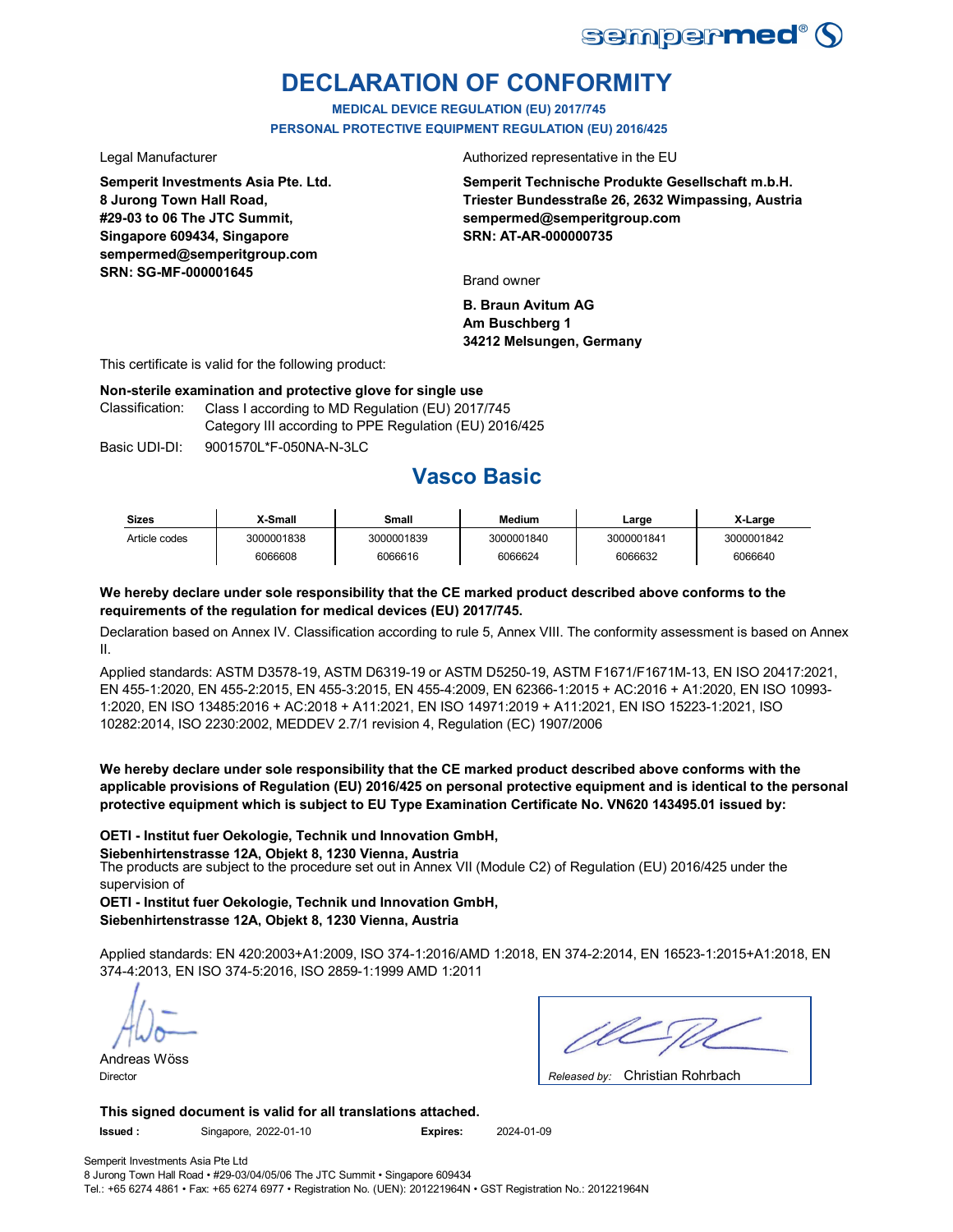sempermed®

# DECLARATION OF CONFORMITY

**MEDICAL DEVICE REGULATION (EU) 2017/745**
**PERSONAL PROTECTIVE EQUIPMENT REGULATION (EU) 2016/425**

Legal Manufacturer

**Semperit Investments Asia Pte. Ltd.**
**8 Jurong Town Hall Road,**
**#29-03 to 06 The JTC Summit,**
**Singapore 609434, Singapore**
**sempermed@semperitgroup.com**
**SRN: SG-MF-000001645**

Authorized representative in the EU

**Semperit Technische Produkte Gesellschaft m.b.H.**
**Triester Bundesstraße 26, 2632 Wimpassing, Austria**
**sempermed@semperitgroup.com**
**SRN: AT-AR-000000735**

Brand owner

**B. Braun Avitum AG**
**Am Buschberg 1**
**34212 Melsungen, Germany**

This certificate is valid for the following product:

**Non-sterile examination and protective glove for single use**

Classification: Class I according to MD Regulation (EU) 2017/745
Category III according to PPE Regulation (EU) 2016/425

Basic UDI-DI: 9001570L*F-050NA-N-3LC

## Vasco Basic

| Sizes | X-Small | Small | Medium | Large | X-Large |
|---|---|---|---|---|---|
| Article codes | 3000001838 | 3000001839 | 3000001840 | 3000001841 | 3000001842 |
| | 6066608 | 6066616 | 6066624 | 6066632 | 6066640 |

**We hereby declare under sole responsibility that the CE marked product described above conforms to the requirements of the regulation for medical devices (EU) 2017/745.**

Declaration based on Annex IV. Classification according to rule 5, Annex VIII. The conformity assessment is based on Annex II.

Applied standards: ASTM D3578-19, ASTM D6319-19 or ASTM D5250-19, ASTM F1671/F1671M-13, EN ISO 20417:2021, EN 455-1:2020, EN 455-2:2015, EN 455-3:2015, EN 455-4:2009, EN 62366-1:2015 + AC:2016 + A1:2020, EN ISO 10993-1:2020, EN ISO 13485:2016 + AC:2018 + A11:2021, EN ISO 14971:2019 + A11:2021, EN ISO 15223-1:2021, ISO 10282:2014, ISO 2230:2002, MEDDEV 2.7/1 revision 4, Regulation (EC) 1907/2006

**We hereby declare under sole responsibility that the CE marked product described above conforms with the applicable provisions of Regulation (EU) 2016/425 on personal protective equipment and is identical to the personal protective equipment which is subject to EU Type Examination Certificate No. VN620 143495.01 issued by:**

**OETI - Institut fuer Oekologie, Technik und Innovation GmbH,**
**Siebenhirtenstrasse 12A, Objekt 8, 1230 Vienna, Austria**

The products are subject to the procedure set out in Annex VII (Module C2) of Regulation (EU) 2016/425 under the supervision of

**OETI - Institut fuer Oekologie, Technik und Innovation GmbH,**
**Siebenhirtenstrasse 12A, Objekt 8, 1230 Vienna, Austria**

Applied standards: EN 420:2003+A1:2009, ISO 374-1:2016/AMD 1:2018, EN 374-2:2014, EN 16523-1:2015+A1:2018, EN 374-4:2013, EN ISO 374-5:2016, ISO 2859-1:1999 AMD 1:2011

Andreas Wöss
Director

*Released by:* Christian Rohrbach

**This signed document is valid for all translations attached.**

**Issued :** Singapore, 2022-01-10 **Expires:** 2024-01-09

Semperit Investments Asia Pte Ltd
8 Jurong Town Hall Road • #29-03/04/05/06 The JTC Summit • Singapore 609434
Tel.: +65 6274 4861 • Fax: +65 6274 6977 • Registration No. (UEN): 201221964N • GST Registration No.: 201221964N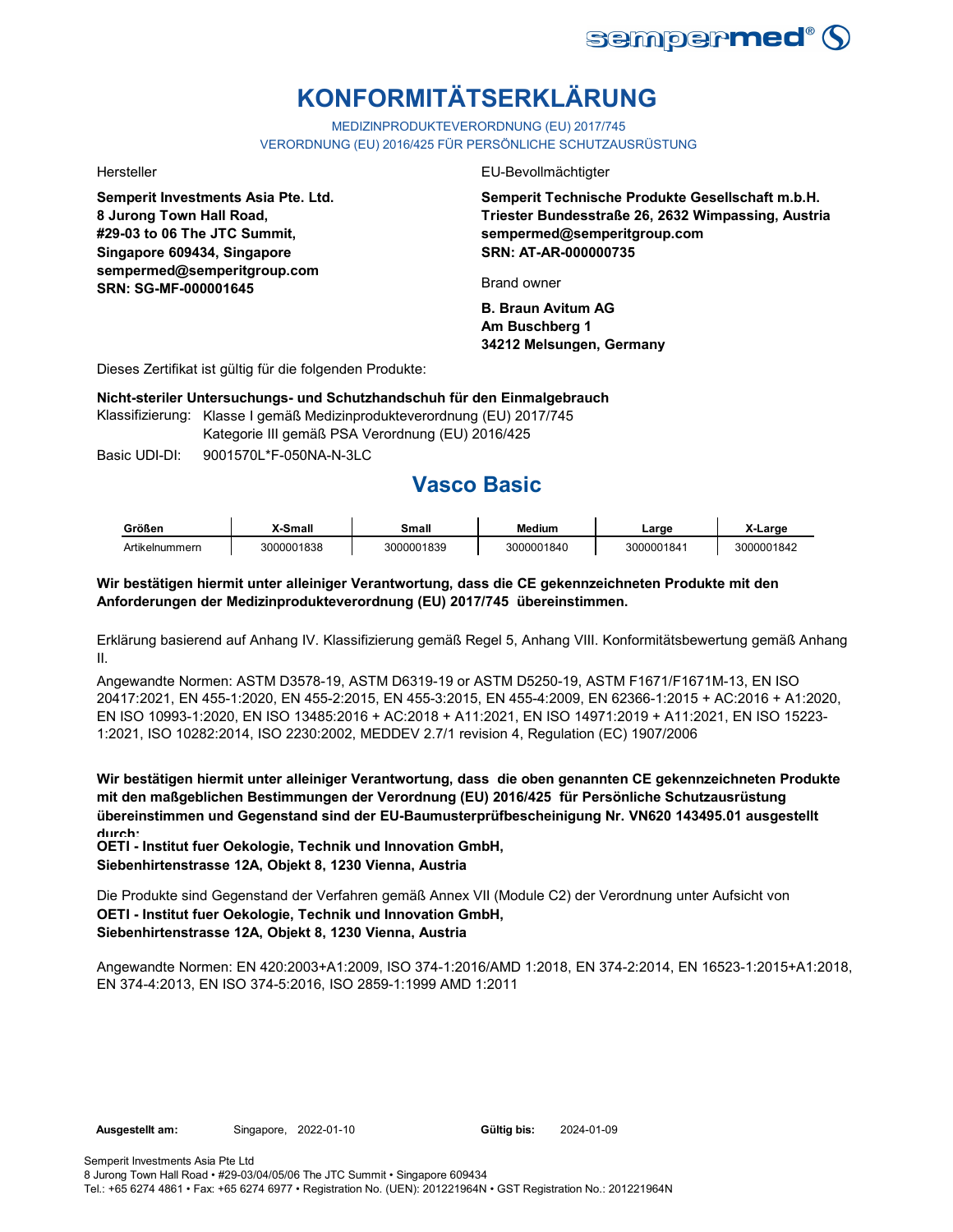# KONFORMITÄTSERKLÄRUNG

MEDIZINPRODUKTEVERORDNUNG (EU) 2017/745
VERORDNUNG (EU) 2016/425 FÜR PERSÖNLICHE SCHUTZAUSRÜSTUNG

Hersteller

**Semperit Investments Asia Pte. Ltd.**
**8 Jurong Town Hall Road,**
**#29-03 to 06 The JTC Summit,**
**Singapore 609434, Singapore**
**sempermed@semperitgroup.com**
**SRN: SG-MF-000001645**

EU-Bevollmächtigter

**Semperit Technische Produkte Gesellschaft m.b.H.**
**Triester Bundesstraße 26, 2632 Wimpassing, Austria**
**sempermed@semperitgroup.com**
**SRN: AT-AR-000000735**

Brand owner

**B. Braun Avitum AG**
**Am Buschberg 1**
**34212 Melsungen, Germany**

Dieses Zertifikat ist gültig für die folgenden Produkte:

**Nicht-steriler Untersuchungs- und Schutzhandschuh für den Einmalgebrauch**

Klassifizierung: Klasse I gemäß Medizinprodukteverordnung (EU) 2017/745
Kategorie III gemäß PSA Verordnung (EU) 2016/425

Basic UDI-DI: 9001570L*F-050NA-N-3LC

## Vasco Basic

| Größen | X-Small | Small | Medium | Large | X-Large |
|---|---|---|---|---|---|
| Artikelnummern | 3000001838 | 3000001839 | 3000001840 | 3000001841 | 3000001842 |

**Wir bestätigen hiermit unter alleiniger Verantwortung, dass die CE gekennzeichneten Produkte mit den Anforderungen der Medizinprodukteverordnung (EU) 2017/745 übereinstimmen.**

Erklärung basierend auf Anhang IV. Klassifizierung gemäß Regel 5, Anhang VIII. Konformitätsbewertung gemäß Anhang II.

Angewandte Normen: ASTM D3578-19, ASTM D6319-19 or ASTM D5250-19, ASTM F1671/F1671M-13, EN ISO 20417:2021, EN 455-1:2020, EN 455-2:2015, EN 455-3:2015, EN 455-4:2009, EN 62366-1:2015 + AC:2016 + A1:2020, EN ISO 10993-1:2020, EN ISO 13485:2016 + AC:2018 + A11:2021, EN ISO 14971:2019 + A11:2021, EN ISO 15223-1:2021, ISO 10282:2014, ISO 2230:2002, MEDDEV 2.7/1 revision 4, Regulation (EC) 1907/2006

**Wir bestätigen hiermit unter alleiniger Verantwortung, dass die oben genannten CE gekennzeichneten Produkte mit den maßgeblichen Bestimmungen der Verordnung (EU) 2016/425 für Persönliche Schutzausrüstung übereinstimmen und Gegenstand sind der EU-Baumusterprüfbescheinigung Nr. VN620 143495.01 ausgestellt durch:**
**OETI - Institut fuer Oekologie, Technik und Innovation GmbH,**
**Siebenhirtenstrasse 12A, Objekt 8, 1230 Vienna, Austria**

Die Produkte sind Gegenstand der Verfahren gemäß Annex VII (Module C2) der Verordnung unter Aufsicht von
**OETI - Institut fuer Oekologie, Technik und Innovation GmbH,**
**Siebenhirtenstrasse 12A, Objekt 8, 1230 Vienna, Austria**

Angewandte Normen: EN 420:2003+A1:2009, ISO 374-1:2016/AMD 1:2018, EN 374-2:2014, EN 16523-1:2015+A1:2018, EN 374-4:2013, EN ISO 374-5:2016, ISO 2859-1:1999 AMD 1:2011

**Ausgestellt am:** Singapore, 2022-01-10 **Gültig bis:** 2024-01-09

Semperit Investments Asia Pte Ltd
8 Jurong Town Hall Road • #29-03/04/05/06 The JTC Summit • Singapore 609434
Tel.: +65 6274 4861 • Fax: +65 6274 6977 • Registration No. (UEN): 201221964N • GST Registration No.: 201221964N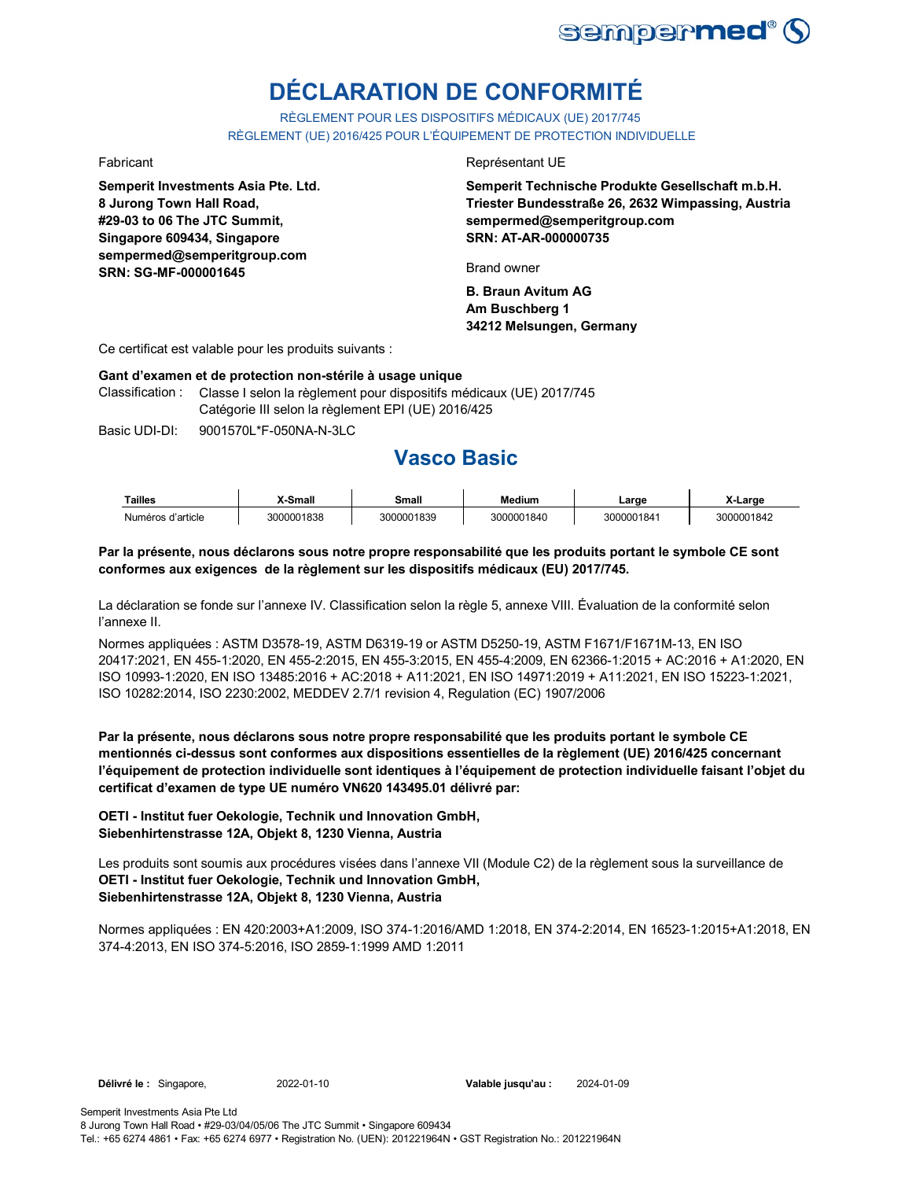# DÉCLARATION DE CONFORMITÉ

RÈGLEMENT POUR LES DISPOSITIFS MÉDICAUX (UE) 2017/745
RÈGLEMENT (UE) 2016/425 POUR L'ÉQUIPEMENT DE PROTECTION INDIVIDUELLE

Fabricant

**Semperit Investments Asia Pte. Ltd.**
**8 Jurong Town Hall Road,**
**#29-03 to 06 The JTC Summit,**
**Singapore 609434, Singapore**
**sempermed@semperitgroup.com**
**SRN: SG-MF-000001645**

Représentant UE

**Semperit Technische Produkte Gesellschaft m.b.H.**
**Triester Bundesstraße 26, 2632 Wimpassing, Austria**
**sempermed@semperitgroup.com**
**SRN: AT-AR-000000735**

Brand owner

**B. Braun Avitum AG**
**Am Buschberg 1**
**34212 Melsungen, Germany**

Ce certificat est valable pour les produits suivants :

**Gant d'examen et de protection non-stérile à usage unique**

Classification : Classe I selon la règlement pour dispositifs médicaux (UE) 2017/745
Catégorie III selon la règlement EPI (UE) 2016/425

Basic UDI-DI: 9001570L*F-050NA-N-3LC

## Vasco Basic

| Tailles | X-Small | Small | Medium | Large | X-Large |
|---|---|---|---|---|---|
| Numéros d'article | 3000001838 | 3000001839 | 3000001840 | 3000001841 | 3000001842 |

**Par la présente, nous déclarons sous notre propre responsabilité que les produits portant le symbole CE sont conformes aux exigences de la règlement sur les dispositifs médicaux (EU) 2017/745.**

La déclaration se fonde sur l'annexe IV. Classification selon la règle 5, annexe VIII. Évaluation de la conformité selon l'annexe II.

Normes appliquées : ASTM D3578-19, ASTM D6319-19 or ASTM D5250-19, ASTM F1671/F1671M-13, EN ISO 20417:2021, EN 455-1:2020, EN 455-2:2015, EN 455-3:2015, EN 455-4:2009, EN 62366-1:2015 + AC:2016 + A1:2020, EN ISO 10993-1:2020, EN ISO 13485:2016 + AC:2018 + A11:2021, EN ISO 14971:2019 + A11:2021, EN ISO 15223-1:2021, ISO 10282:2014, ISO 2230:2002, MEDDEV 2.7/1 revision 4, Regulation (EC) 1907/2006

**Par la présente, nous déclarons sous notre propre responsabilité que les produits portant le symbole CE mentionnés ci-dessus sont conformes aux dispositions essentielles de la règlement (UE) 2016/425 concernant l'équipement de protection individuelle sont identiques à l'équipement de protection individuelle faisant l'objet du certificat d'examen de type UE numéro VN620 143495.01 délivré par:**

**OETI - Institut fuer Oekologie, Technik und Innovation GmbH,**
**Siebenhirtenstrasse 12A, Objekt 8, 1230 Vienna, Austria**

Les produits sont soumis aux procédures visées dans l'annexe VII (Module C2) de la règlement sous la surveillance de
**OETI - Institut fuer Oekologie, Technik und Innovation GmbH,**
**Siebenhirtenstrasse 12A, Objekt 8, 1230 Vienna, Austria**

Normes appliquées : EN 420:2003+A1:2009, ISO 374-1:2016/AMD 1:2018, EN 374-2:2014, EN 16523-1:2015+A1:2018, EN 374-4:2013, EN ISO 374-5:2016, ISO 2859-1:1999 AMD 1:2011

**Délivré le :** Singapore, 2022-01-10 **Valable jusqu'au :** 2024-01-09

Semperit Investments Asia Pte Ltd
8 Jurong Town Hall Road • #29-03/04/05/06 The JTC Summit • Singapore 609434
Tel.: +65 6274 4861 • Fax: +65 6274 6977 • Registration No. (UEN): 201221964N • GST Registration No.: 201221964N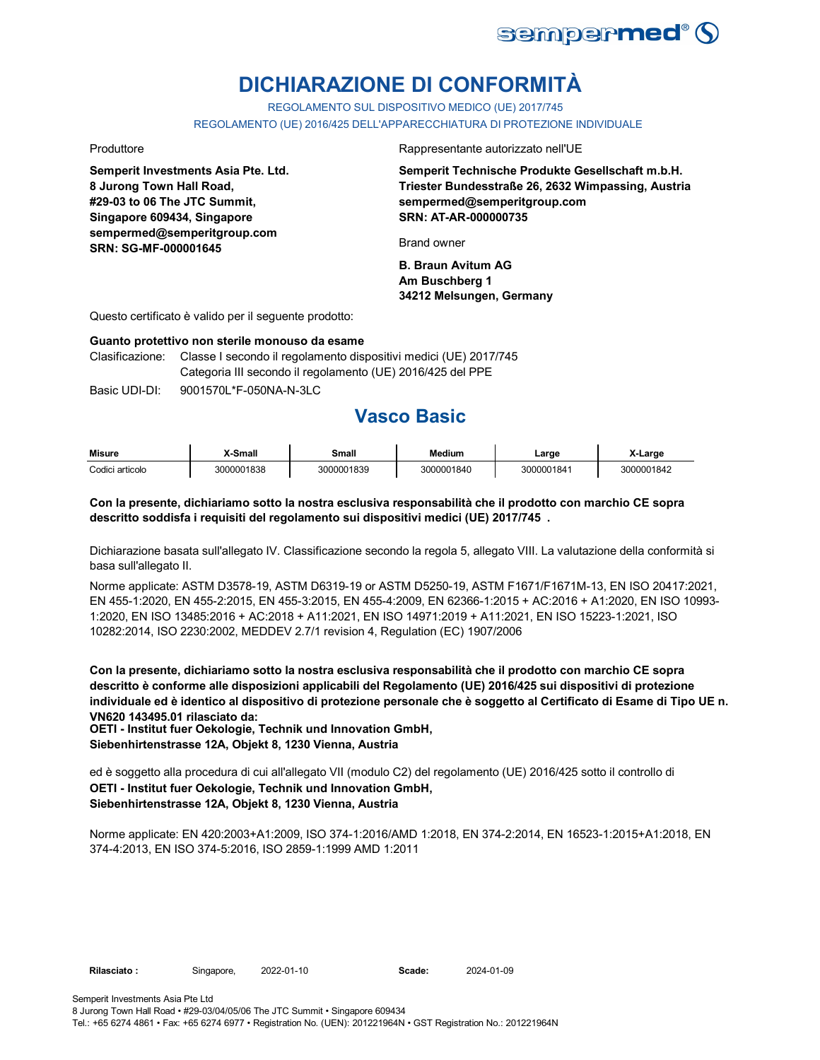# DICHIARAZIONE DI CONFORMITÀ

REGOLAMENTO SUL DISPOSITIVO MEDICO (UE) 2017/745

REGOLAMENTO (UE) 2016/425 DELL'APPARECCHIATURA DI PROTEZIONE INDIVIDUALE

Produttore

**Semperit Investments Asia Pte. Ltd.**
**8 Jurong Town Hall Road,**
**#29-03 to 06 The JTC Summit,**
**Singapore 609434, Singapore**
**sempermed@semperitgroup.com**
**SRN: SG-MF-000001645**

Rappresentante autorizzato nell'UE

**Semperit Technische Produkte Gesellschaft m.b.H.**
**Triester Bundesstraße 26, 2632 Wimpassing, Austria**
**sempermed@semperitgroup.com**
**SRN: AT-AR-000000735**

Brand owner

**B. Braun Avitum AG**
**Am Buschberg 1**
**34212 Melsungen, Germany**

Questo certificato è valido per il seguente prodotto:

**Guanto protettivo non sterile monouso da esame**

Clasificazione: Classe I secondo il regolamento dispositivi medici (UE) 2017/745
Categoria III secondo il regolamento (UE) 2016/425 del PPE

Basic UDI-DI: 9001570L*F-050NA-N-3LC

## Vasco Basic

| Misure | X-Small | Small | Medium | Large | X-Large |
|---|---|---|---|---|---|
| Codici articolo | 3000001838 | 3000001839 | 3000001840 | 3000001841 | 3000001842 |

**Con la presente, dichiariamo sotto la nostra esclusiva responsabilità che il prodotto con marchio CE sopra descritto soddisfa i requisiti del regolamento sui dispositivi medici (UE) 2017/745 .**

Dichiarazione basata sull'allegato IV. Classificazione secondo la regola 5, allegato VIII. La valutazione della conformità si basa sull'allegato II.

Norme applicate: ASTM D3578-19, ASTM D6319-19 or ASTM D5250-19, ASTM F1671/F1671M-13, EN ISO 20417:2021, EN 455-1:2020, EN 455-2:2015, EN 455-3:2015, EN 455-4:2009, EN 62366-1:2015 + AC:2016 + A1:2020, EN ISO 10993-1:2020, EN ISO 13485:2016 + AC:2018 + A11:2021, EN ISO 14971:2019 + A11:2021, EN ISO 15223-1:2021, ISO 10282:2014, ISO 2230:2002, MEDDEV 2.7/1 revision 4, Regulation (EC) 1907/2006

**Con la presente, dichiariamo sotto la nostra esclusiva responsabilità che il prodotto con marchio CE sopra descritto è conforme alle disposizioni applicabili del Regolamento (UE) 2016/425 sui dispositivi di protezione individuale ed è identico al dispositivo di protezione personale che è soggetto al Certificato di Esame di Tipo UE n. VN620 143495.01 rilasciato da:**
**OETI - Institut fuer Oekologie, Technik und Innovation GmbH,**
**Siebenhirtenstrasse 12A, Objekt 8, 1230 Vienna, Austria**

ed è soggetto alla procedura di cui all'allegato VII (modulo C2) del regolamento (UE) 2016/425 sotto il controllo di
**OETI - Institut fuer Oekologie, Technik und Innovation GmbH,**
**Siebenhirtenstrasse 12A, Objekt 8, 1230 Vienna, Austria**

Norme applicate: EN 420:2003+A1:2009, ISO 374-1:2016/AMD 1:2018, EN 374-2:2014, EN 16523-1:2015+A1:2018, EN 374-4:2013, EN ISO 374-5:2016, ISO 2859-1:1999 AMD 1:2011

**Rilasciato :** Singapore, 2022-01-10 **Scade:** 2024-01-09

Semperit Investments Asia Pte Ltd
8 Jurong Town Hall Road • #29-03/04/05/06 The JTC Summit • Singapore 609434
Tel.: +65 6274 4861 • Fax: +65 6274 6977 • Registration No. (UEN): 201221964N • GST Registration No.: 201221964N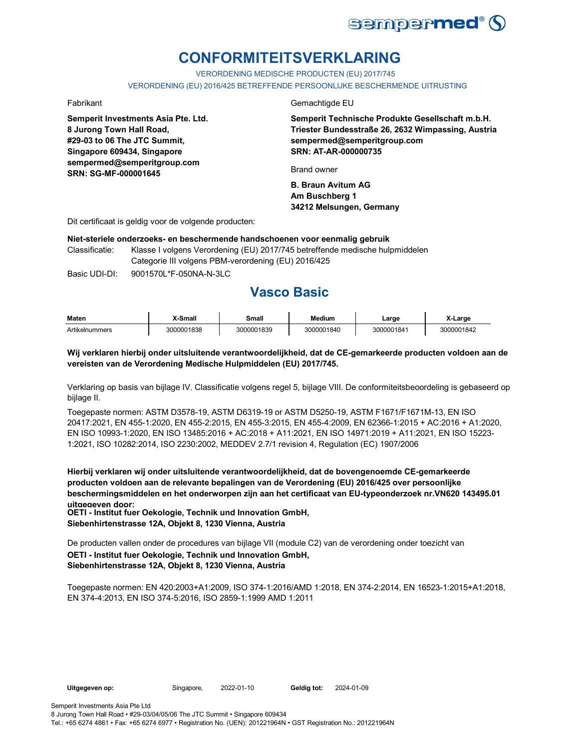# CONFORMITEITSVERKLARING

VERORDENING MEDISCHE PRODUCTEN (EU) 2017/745

VERORDENING (EU) 2016/425 BETREFFENDE PERSOONLIJKE BESCHERMENDE UITRUSTING

Fabrikant

**Semperit Investments Asia Pte. Ltd.**
**8 Jurong Town Hall Road,**
**#29-03 to 06 The JTC Summit,**
**Singapore 609434, Singapore**
**sempermed@semperitgroup.com**
**SRN: SG-MF-000001645**

Gemachtigde EU

**Semperit Technische Produkte Gesellschaft m.b.H.**
**Triester Bundesstraße 26, 2632 Wimpassing, Austria**
**sempermed@semperitgroup.com**
**SRN: AT-AR-000000735**

Brand owner

**B. Braun Avitum AG**
**Am Buschberg 1**
**34212 Melsungen, Germany**

Dit certificaat is geldig voor de volgende producten:

**Niet-steriele onderzoeks- en beschermende handschoenen voor eenmalig gebruik**

Classificatie: Klasse I volgens Verordening (EU) 2017/745 betreffende medische hulpmiddelen
Categorie III volgens PBM-verordening (EU) 2016/425

Basic UDI-DI: 9001570L*F-050NA-N-3LC

## Vasco Basic

| Maten | X-Small | Small | Medium | Large | X-Large |
|---|---|---|---|---|---|
| Artikelnummers | 3000001838 | 3000001839 | 3000001840 | 3000001841 | 3000001842 |

**Wij verklaren hierbij onder uitsluitende verantwoordelijkheid, dat de CE-gemarkeerde producten voldoen aan de vereisten van de Verordening Medische Hulpmiddelen (EU) 2017/745.**

Verklaring op basis van bijlage IV. Classificatie volgens regel 5, bijlage VIII. De conformiteitsbeoordeling is gebaseerd op bijlage II.

Toegepaste normen: ASTM D3578-19, ASTM D6319-19 or ASTM D5250-19, ASTM F1671/F1671M-13, EN ISO 20417:2021, EN 455-1:2020, EN 455-2:2015, EN 455-3:2015, EN 455-4:2009, EN 62366-1:2015 + AC:2016 + A1:2020, EN ISO 10993-1:2020, EN ISO 13485:2016 + AC:2018 + A11:2021, EN ISO 14971:2019 + A11:2021, EN ISO 15223-1:2021, ISO 10282:2014, ISO 2230:2002, MEDDEV 2.7/1 revision 4, Regulation (EC) 1907/2006

**Hierbij verklaren wij onder uitsluitende verantwoordelijkheid, dat de bovengenoemde CE-gemarkeerde producten voldoen aan de relevante bepalingen van de Verordening (EU) 2016/425 over persoonlijke beschermingsmiddelen en het onderworpen zijn aan het certificaat van EU-typeonderzoek nr.VN620 143495.01 uitgegeven door:**
**OETI - Institut fuer Oekologie, Technik und Innovation GmbH,**
**Siebenhirtenstrasse 12A, Objekt 8, 1230 Vienna, Austria**

De producten vallen onder de procedures van bijlage VII (module C2) van de verordening onder toezicht van
**OETI - Institut fuer Oekologie, Technik und Innovation GmbH,**
**Siebenhirtenstrasse 12A, Objekt 8, 1230 Vienna, Austria**

Toegepaste normen: EN 420:2003+A1:2009, ISO 374-1:2016/AMD 1:2018, EN 374-2:2014, EN 16523-1:2015+A1:2018, EN 374-4:2013, EN ISO 374-5:2016, ISO 2859-1:1999 AMD 1:2011

**Uitgegeven op:** Singapore, 2022-01-10 **Geldig tot:** 2024-01-09

Semperit Investments Asia Pte Ltd
8 Jurong Town Hall Road • #29-03/04/05/06 The JTC Summit • Singapore 609434
Tel.: +65 6274 4861 • Fax: +65 6274 6977 • Registration No. (UEN): 201221964N • GST Registration No.: 201221964N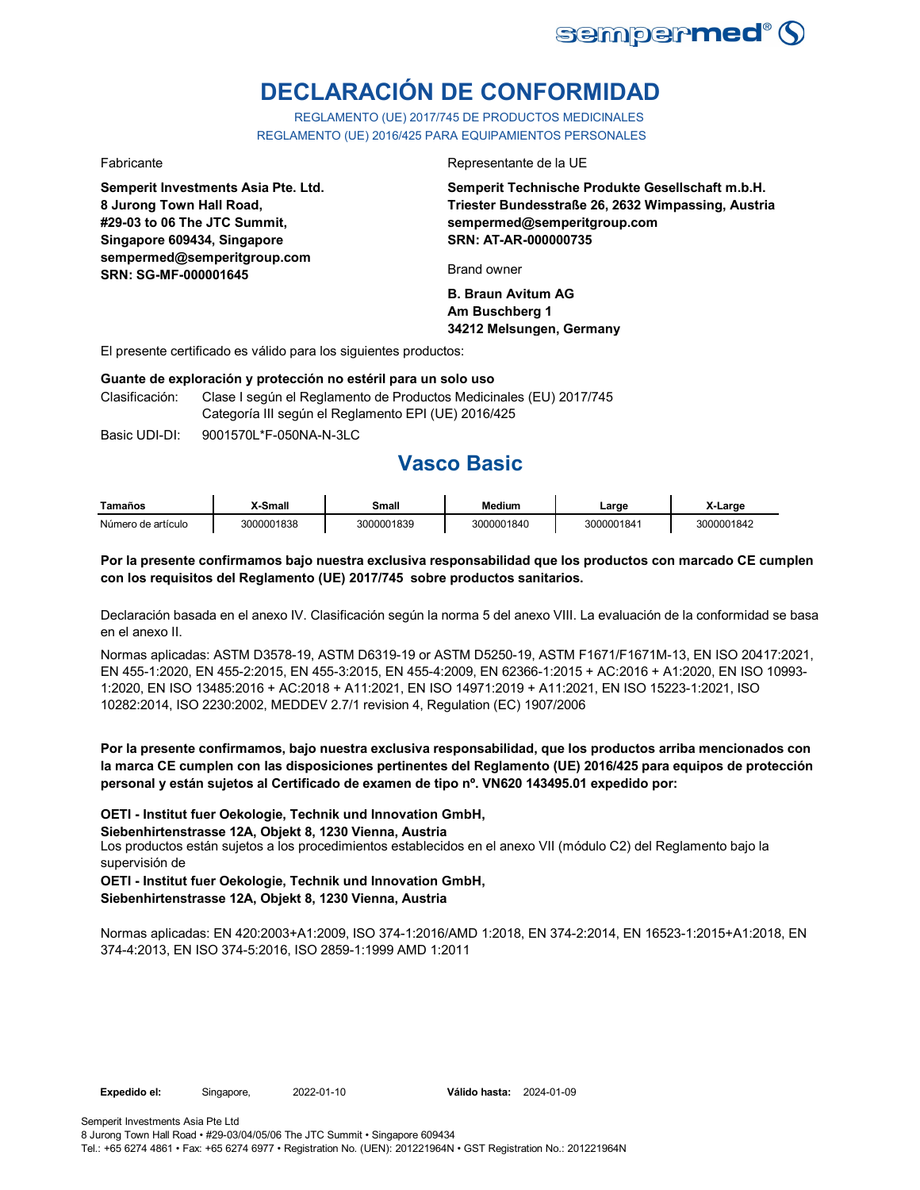# DECLARACIÓN DE CONFORMIDAD

REGLAMENTO (UE) 2017/745 DE PRODUCTOS MEDICINALES
REGLAMENTO (UE) 2016/425 PARA EQUIPAMIENTOS PERSONALES

Fabricante

**Semperit Investments Asia Pte. Ltd.**
**8 Jurong Town Hall Road,**
**#29-03 to 06 The JTC Summit,**
**Singapore 609434, Singapore**
**sempermed@semperitgroup.com**
**SRN: SG-MF-000001645**

Representante de la UE

**Semperit Technische Produkte Gesellschaft m.b.H.**
**Triester Bundesstraße 26, 2632 Wimpassing, Austria**
**sempermed@semperitgroup.com**
**SRN: AT-AR-000000735**

Brand owner

**B. Braun Avitum AG**
**Am Buschberg 1**
**34212 Melsungen, Germany**

El presente certificado es válido para los siguientes productos:

**Guante de exploración y protección no estéril para un solo uso**

Clasificación: Clase I según el Reglamento de Productos Medicinales (EU) 2017/745
Categoría III según el Reglamento EPI (UE) 2016/425

Basic UDI-DI: 9001570L*F-050NA-N-3LC

## Vasco Basic

| Tamaños | X-Small | Small | Medium | Large | X-Large |
|---|---|---|---|---|---|
| Número de artículo | 3000001838 | 3000001839 | 3000001840 | 3000001841 | 3000001842 |

**Por la presente confirmamos bajo nuestra exclusiva responsabilidad que los productos con marcado CE cumplen con los requisitos del Reglamento (UE) 2017/745 sobre productos sanitarios.**

Declaración basada en el anexo IV. Clasificación según la norma 5 del anexo VIII. La evaluación de la conformidad se basa en el anexo II.

Normas aplicadas: ASTM D3578-19, ASTM D6319-19 or ASTM D5250-19, ASTM F1671/F1671M-13, EN ISO 20417:2021, EN 455-1:2020, EN 455-2:2015, EN 455-3:2015, EN 455-4:2009, EN 62366-1:2015 + AC:2016 + A1:2020, EN ISO 10993-1:2020, EN ISO 13485:2016 + AC:2018 + A11:2021, EN ISO 14971:2019 + A11:2021, EN ISO 15223-1:2021, ISO 10282:2014, ISO 2230:2002, MEDDEV 2.7/1 revision 4, Regulation (EC) 1907/2006

**Por la presente confirmamos, bajo nuestra exclusiva responsabilidad, que los productos arriba mencionados con la marca CE cumplen con las disposiciones pertinentes del Reglamento (UE) 2016/425 para equipos de protección personal y están sujetos al Certificado de examen de tipo nº. VN620 143495.01 expedido por:**

**OETI - Institut fuer Oekologie, Technik und Innovation GmbH,**
**Siebenhirtenstrasse 12A, Objekt 8, 1230 Vienna, Austria**
Los productos están sujetos a los procedimientos establecidos en el anexo VII (módulo C2) del Reglamento bajo la supervisión de
**OETI - Institut fuer Oekologie, Technik und Innovation GmbH,**
**Siebenhirtenstrasse 12A, Objekt 8, 1230 Vienna, Austria**

Normas aplicadas: EN 420:2003+A1:2009, ISO 374-1:2016/AMD 1:2018, EN 374-2:2014, EN 16523-1:2015+A1:2018, EN 374-4:2013, EN ISO 374-5:2016, ISO 2859-1:1999 AMD 1:2011

**Expedido el:** Singapore, 2022-01-10 **Válido hasta:** 2024-01-09

Semperit Investments Asia Pte Ltd
8 Jurong Town Hall Road • #29-03/04/05/06 The JTC Summit • Singapore 609434
Tel.: +65 6274 4861 • Fax: +65 6274 6977 • Registration No. (UEN): 201221964N • GST Registration No.: 201221964N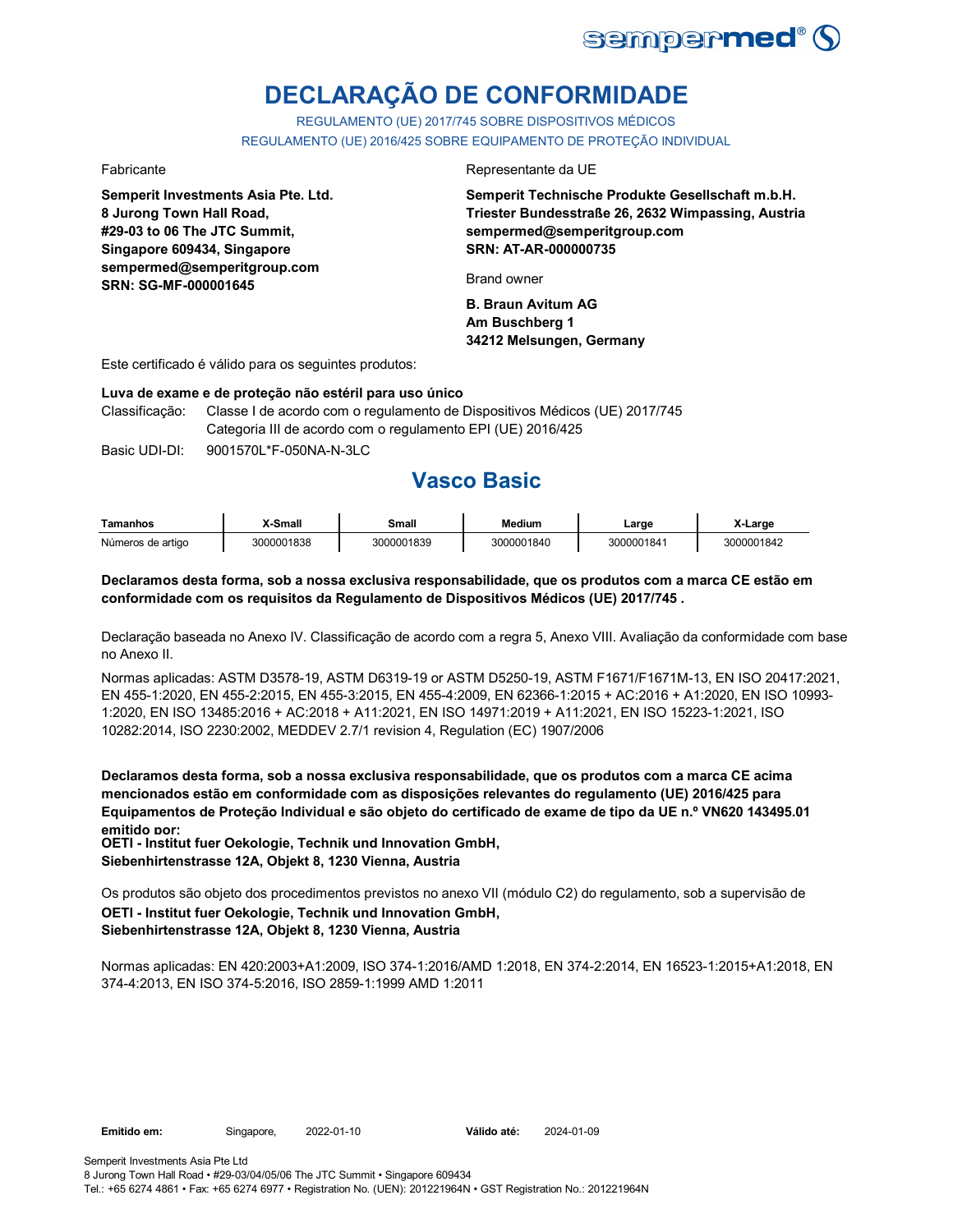# DECLARAÇÃO DE CONFORMIDADE

REGULAMENTO (UE) 2017/745 SOBRE DISPOSITIVOS MÉDICOS
REGULAMENTO (UE) 2016/425 SOBRE EQUIPAMENTO DE PROTEÇÃO INDIVIDUAL

Fabricante

**Semperit Investments Asia Pte. Ltd.**
**8 Jurong Town Hall Road,**
**#29-03 to 06 The JTC Summit,**
**Singapore 609434, Singapore**
**sempermed@semperitgroup.com**
**SRN: SG-MF-000001645**

Representante da UE

**Semperit Technische Produkte Gesellschaft m.b.H.**
**Triester Bundesstraße 26, 2632 Wimpassing, Austria**
**sempermed@semperitgroup.com**
**SRN: AT-AR-000000735**

Brand owner

**B. Braun Avitum AG**
**Am Buschberg 1**
**34212 Melsungen, Germany**

Este certificado é válido para os seguintes produtos:

**Luva de exame e de proteção não estéril para uso único**

Classificação: Classe I de acordo com o regulamento de Dispositivos Médicos (UE) 2017/745
Categoria III de acordo com o regulamento EPI (UE) 2016/425

Basic UDI-DI: 9001570L*F-050NA-N-3LC

## Vasco Basic

| Tamanhos | X-Small | Small | Medium | Large | X-Large |
|---|---|---|---|---|---|
| Números de artigo | 3000001838 | 3000001839 | 3000001840 | 3000001841 | 3000001842 |

**Declaramos desta forma, sob a nossa exclusiva responsabilidade, que os produtos com a marca CE estão em conformidade com os requisitos da Regulamento de Dispositivos Médicos (UE) 2017/745 .**

Declaração baseada no Anexo IV. Classificação de acordo com a regra 5, Anexo VIII. Avaliação da conformidade com base no Anexo II.

Normas aplicadas: ASTM D3578-19, ASTM D6319-19 or ASTM D5250-19, ASTM F1671/F1671M-13, EN ISO 20417:2021, EN 455-1:2020, EN 455-2:2015, EN 455-3:2015, EN 455-4:2009, EN 62366-1:2015 + AC:2016 + A1:2020, EN ISO 10993-1:2020, EN ISO 13485:2016 + AC:2018 + A11:2021, EN ISO 14971:2019 + A11:2021, EN ISO 15223-1:2021, ISO 10282:2014, ISO 2230:2002, MEDDEV 2.7/1 revision 4, Regulation (EC) 1907/2006

**Declaramos desta forma, sob a nossa exclusiva responsabilidade, que os produtos com a marca CE acima mencionados estão em conformidade com as disposições relevantes do regulamento (UE) 2016/425 para Equipamentos de Proteção Individual e são objeto do certificado de exame de tipo da UE n.º VN620 143495.01 emitido por:**
**OETI - Institut fuer Oekologie, Technik und Innovation GmbH,**
**Siebenhirtenstrasse 12A, Objekt 8, 1230 Vienna, Austria**

Os produtos são objeto dos procedimentos previstos no anexo VII (módulo C2) do regulamento, sob a supervisão de
**OETI - Institut fuer Oekologie, Technik und Innovation GmbH,**
**Siebenhirtenstrasse 12A, Objekt 8, 1230 Vienna, Austria**

Normas aplicadas: EN 420:2003+A1:2009, ISO 374-1:2016/AMD 1:2018, EN 374-2:2014, EN 16523-1:2015+A1:2018, EN 374-4:2013, EN ISO 374-5:2016, ISO 2859-1:1999 AMD 1:2011

**Emitido em:** Singapore, 2022-01-10 **Válido até:** 2024-01-09

Semperit Investments Asia Pte Ltd
8 Jurong Town Hall Road • #29-03/04/05/06 The JTC Summit • Singapore 609434
Tel.: +65 6274 4861 • Fax: +65 6274 6977 • Registration No. (UEN): 201221964N • GST Registration No.: 201221964N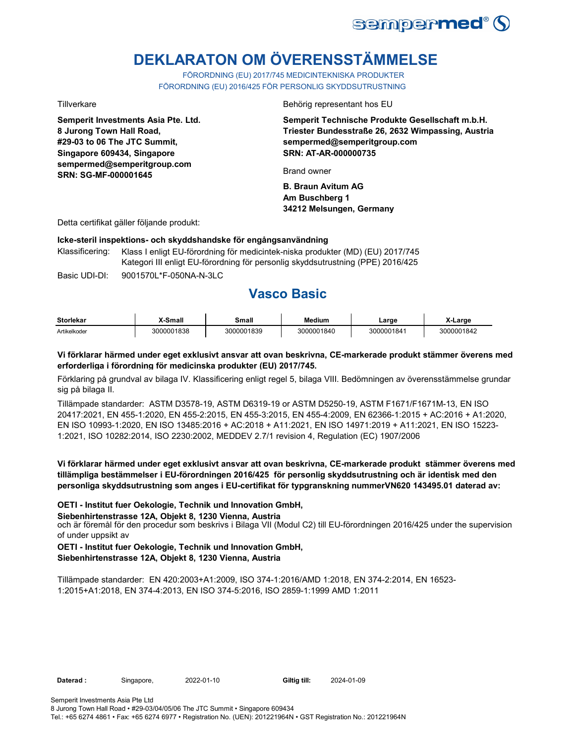# DEKLARATON OM ÖVERENSSTÄMMELSE

FÖRORDNING (EU) 2017/745 MEDICINTEKNISKA PRODUKTER
FÖRORDNING (EU) 2016/425 FÖR PERSONLIG SKYDDSUTRUSTNING

Tillverkare

**Semperit Investments Asia Pte. Ltd.**
**8 Jurong Town Hall Road,**
**#29-03 to 06 The JTC Summit,**
**Singapore 609434, Singapore**
**sempermed@semperitgroup.com**
**SRN: SG-MF-000001645**

Behörig representant hos EU

**Semperit Technische Produkte Gesellschaft m.b.H.**
**Triester Bundesstraße 26, 2632 Wimpassing, Austria**
**sempermed@semperitgroup.com**
**SRN: AT-AR-000000735**

Brand owner

**B. Braun Avitum AG**
**Am Buschberg 1**
**34212 Melsungen, Germany**

Detta certifikat gäller följande produkt:

**Icke-steril inspektions- och skyddshandske för engångsanvändning**

Klassificering: Klass I enligt EU-förordning för medicintek-niska produkter (MD) (EU) 2017/745
Kategori III enligt EU-förordning för personlig skyddsutrustning (PPE) 2016/425

Basic UDI-DI: 9001570L*F-050NA-N-3LC

## Vasco Basic

| Storlekar | X-Small | Small | Medium | Large | X-Large |
|---|---|---|---|---|---|
| Artikelkoder | 3000001838 | 3000001839 | 3000001840 | 3000001841 | 3000001842 |

**Vi förklarar härmed under eget exklusivt ansvar att ovan beskrivna, CE-markerade produkt stämmer överens med erforderliga i förordning för medicinska produkter (EU) 2017/745.**

Förklaring på grundval av bilaga IV. Klassificering enligt regel 5, bilaga VIII. Bedömningen av överensstämmelse grundar sig på bilaga II.

Tillämpade standarder: ASTM D3578-19, ASTM D6319-19 or ASTM D5250-19, ASTM F1671/F1671M-13, EN ISO 20417:2021, EN 455-1:2020, EN 455-2:2015, EN 455-3:2015, EN 455-4:2009, EN 62366-1:2015 + AC:2016 + A1:2020, EN ISO 10993-1:2020, EN ISO 13485:2016 + AC:2018 + A11:2021, EN ISO 14971:2019 + A11:2021, EN ISO 15223-1:2021, ISO 10282:2014, ISO 2230:2002, MEDDEV 2.7/1 revision 4, Regulation (EC) 1907/2006

**Vi förklarar härmed under eget exklusivt ansvar att ovan beskrivna, CE-markerade produkt stämmer överens med tillämpliga bestämmelser i EU-förordningen 2016/425 för personlig skyddsutrustning och är identisk med den personliga skyddsutrustning som anges i EU-certifikat för typgranskning nummerVN620 143495.01 daterad av:**

**OETI - Institut fuer Oekologie, Technik und Innovation GmbH,**
**Siebenhirtenstrasse 12A, Objekt 8, 1230 Vienna, Austria**
och är föremål för den procedur som beskrivs i Bilaga VII (Modul C2) till EU-förordningen 2016/425 under the supervision of under uppsikt av

**OETI - Institut fuer Oekologie, Technik und Innovation GmbH,**
**Siebenhirtenstrasse 12A, Objekt 8, 1230 Vienna, Austria**

Tillämpade standarder: EN 420:2003+A1:2009, ISO 374-1:2016/AMD 1:2018, EN 374-2:2014, EN 16523-1:2015+A1:2018, EN 374-4:2013, EN ISO 374-5:2016, ISO 2859-1:1999 AMD 1:2011

**Daterad :** Singapore, 2022-01-10 **Giltig till:** 2024-01-09

Semperit Investments Asia Pte Ltd
8 Jurong Town Hall Road • #29-03/04/05/06 The JTC Summit • Singapore 609434
Tel.: +65 6274 4861 • Fax: +65 6274 6977 • Registration No. (UEN): 201221964N • GST Registration No.: 201221964N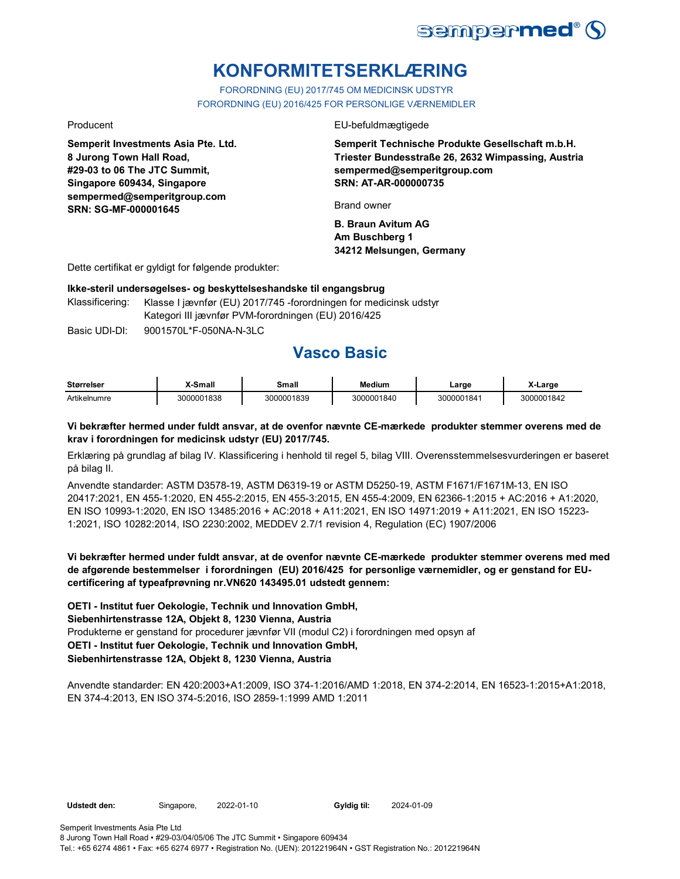# KONFORMITETSERKLÆRING

FORORDNING (EU) 2017/745 OM MEDICINSK UDSTYR
FORORDNING (EU) 2016/425 FOR PERSONLIGE VÆRNEMIDLER

Producent

**Semperit Investments Asia Pte. Ltd.**
**8 Jurong Town Hall Road,**
**#29-03 to 06 The JTC Summit,**
**Singapore 609434, Singapore**
**sempermed@semperitgroup.com**
**SRN: SG-MF-000001645**

EU-befuldmægtigede

**Semperit Technische Produkte Gesellschaft m.b.H.**
**Triester Bundesstraße 26, 2632 Wimpassing, Austria**
**sempermed@semperitgroup.com**
**SRN: AT-AR-000000735**

Brand owner

**B. Braun Avitum AG**
**Am Buschberg 1**
**34212 Melsungen, Germany**

Dette certifikat er gyldigt for følgende produkter:

**Ikke-steril undersøgelses- og beskyttelseshandske til engangsbrug**

Klassificering: Klasse I jævnfør (EU) 2017/745 -forordningen for medicinsk udstyr
Kategori III jævnfør PVM-forordningen (EU) 2016/425

Basic UDI-DI: 9001570L*F-050NA-N-3LC

## Vasco Basic

| Størrelser | X-Small | Small | Medium | Large | X-Large |
|---|---|---|---|---|---|
| Artikelnumre | 3000001838 | 3000001839 | 3000001840 | 3000001841 | 3000001842 |

**Vi bekræfter hermed under fuldt ansvar, at de ovenfor nævnte CE-mærkede produkter stemmer overens med de krav i forordningen for medicinsk udstyr (EU) 2017/745.**

Erklæring på grundlag af bilag IV. Klassificering i henhold til regel 5, bilag VIII. Overensstemmelsesvurderingen er baseret på bilag II.

Anvendte standarder: ASTM D3578-19, ASTM D6319-19 or ASTM D5250-19, ASTM F1671/F1671M-13, EN ISO 20417:2021, EN 455-1:2020, EN 455-2:2015, EN 455-3:2015, EN 455-4:2009, EN 62366-1:2015 + AC:2016 + A1:2020, EN ISO 10993-1:2020, EN ISO 13485:2016 + AC:2018 + A11:2021, EN ISO 14971:2019 + A11:2021, EN ISO 15223-1:2021, ISO 10282:2014, ISO 2230:2002, MEDDEV 2.7/1 revision 4, Regulation (EC) 1907/2006

**Vi bekræfter hermed under fuldt ansvar, at de ovenfor nævnte CE-mærkede produkter stemmer overens med med de afgørende bestemmelser i forordningen (EU) 2016/425 for personlige værnemidler, og er genstand for EU-certificering af typeafprøvning nr.VN620 143495.01 udstedt gennem:**

**OETI - Institut fuer Oekologie, Technik und Innovation GmbH,**
**Siebenhirtenstrasse 12A, Objekt 8, 1230 Vienna, Austria**
Produkterne er genstand for procedurer jævnfør VII (modul C2) i forordningen med opsyn af
**OETI - Institut fuer Oekologie, Technik und Innovation GmbH,**
**Siebenhirtenstrasse 12A, Objekt 8, 1230 Vienna, Austria**

Anvendte standarder: EN 420:2003+A1:2009, ISO 374-1:2016/AMD 1:2018, EN 374-2:2014, EN 16523-1:2015+A1:2018, EN 374-4:2013, EN ISO 374-5:2016, ISO 2859-1:1999 AMD 1:2011

**Udstedt den:** Singapore, 2022-01-10 **Gyldig til:** 2024-01-09

Semperit Investments Asia Pte Ltd
8 Jurong Town Hall Road • #29-03/04/05/06 The JTC Summit • Singapore 609434
Tel.: +65 6274 4861 • Fax: +65 6274 6977 • Registration No. (UEN): 201221964N • GST Registration No.: 201221964N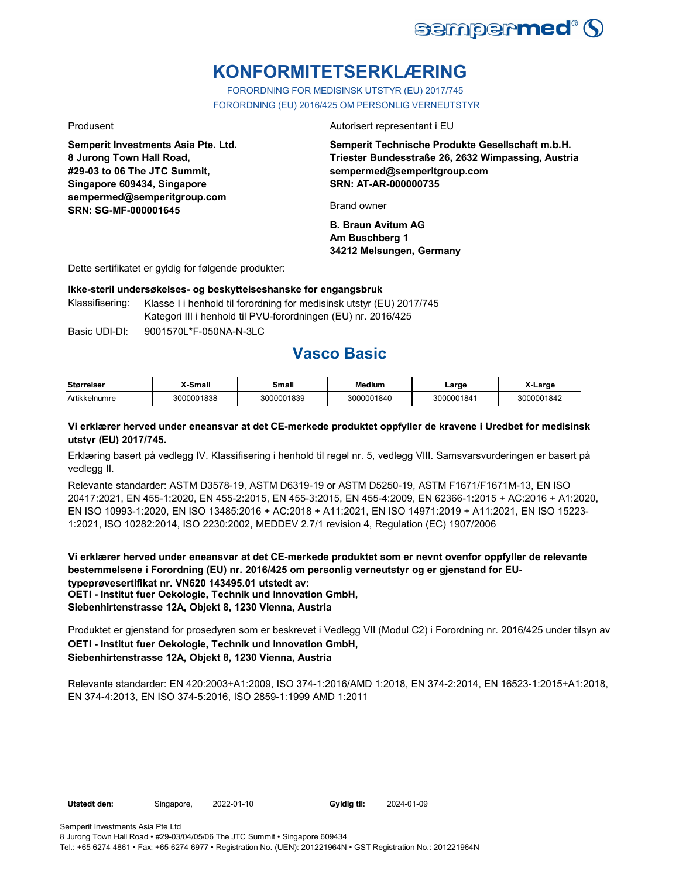# KONFORMITETSERKLÆRING

FORORDNING FOR MEDISINSK UTSTYR (EU) 2017/745

FORORDNING (EU) 2016/425 OM PERSONLIG VERNEUTSTYR

Produsent

**Semperit Investments Asia Pte. Ltd.**
**8 Jurong Town Hall Road,**
**#29-03 to 06 The JTC Summit,**
**Singapore 609434, Singapore**
**sempermed@semperitgroup.com**
**SRN: SG-MF-000001645**

Autorisert representant i EU

**Semperit Technische Produkte Gesellschaft m.b.H.**
**Triester Bundesstraße 26, 2632 Wimpassing, Austria**
**sempermed@semperitgroup.com**
**SRN: AT-AR-000000735**

Brand owner

**B. Braun Avitum AG**
**Am Buschberg 1**
**34212 Melsungen, Germany**

Dette sertifikatet er gyldig for følgende produkter:

**Ikke-steril undersøkelses- og beskyttelseshanske for engangsbruk**

Klassifisering: Klasse I i henhold til forordning for medisinsk utstyr (EU) 2017/745
Kategori III i henhold til PVU-forordningen (EU) nr. 2016/425

Basic UDI-DI: 9001570L*F-050NA-N-3LC

## Vasco Basic

| Størrelser | X-Small | Small | Medium | Large | X-Large |
|---|---|---|---|---|---|
| Artikkelnumre | 3000001838 | 3000001839 | 3000001840 | 3000001841 | 3000001842 |

**Vi erklærer herved under eneansvar at det CE-merkede produktet oppfyller de kravene i Uredbet for medisinsk utstyr (EU) 2017/745.**

Erklæring basert på vedlegg IV. Klassifisering i henhold til regel nr. 5, vedlegg VIII. Samsvarsvurderingen er basert på vedlegg II.

Relevante standarder: ASTM D3578-19, ASTM D6319-19 or ASTM D5250-19, ASTM F1671/F1671M-13, EN ISO 20417:2021, EN 455-1:2020, EN 455-2:2015, EN 455-3:2015, EN 455-4:2009, EN 62366-1:2015 + AC:2016 + A1:2020, EN ISO 10993-1:2020, EN ISO 13485:2016 + AC:2018 + A11:2021, EN ISO 14971:2019 + A11:2021, EN ISO 15223-1:2021, ISO 10282:2014, ISO 2230:2002, MEDDEV 2.7/1 revision 4, Regulation (EC) 1907/2006

**Vi erklærer herved under eneansvar at det CE-merkede produktet som er nevnt ovenfor oppfyller de relevante bestemmelsene i Forordning (EU) nr. 2016/425 om personlig verneutstyr og er gjenstand for EU-typeprøvesertifikat nr. VN620 143495.01 utstedt av:**
**OETI - Institut fuer Oekologie, Technik und Innovation GmbH,**
**Siebenhirtenstrasse 12A, Objekt 8, 1230 Vienna, Austria**

Produktet er gjenstand for prosedyren som er beskrevet i Vedlegg VII (Modul C2) i Forordning nr. 2016/425 under tilsyn av
**OETI - Institut fuer Oekologie, Technik und Innovation GmbH,**
**Siebenhirtenstrasse 12A, Objekt 8, 1230 Vienna, Austria**

Relevante standarder: EN 420:2003+A1:2009, ISO 374-1:2016/AMD 1:2018, EN 374-2:2014, EN 16523-1:2015+A1:2018, EN 374-4:2013, EN ISO 374-5:2016, ISO 2859-1:1999 AMD 1:2011

**Utstedt den:** Singapore, 2022-01-10 **Gyldig til:** 2024-01-09

Semperit Investments Asia Pte Ltd
8 Jurong Town Hall Road • #29-03/04/05/06 The JTC Summit • Singapore 609434
Tel.: +65 6274 4861 • Fax: +65 6274 6977 • Registration No. (UEN): 201221964N • GST Registration No.: 201221964N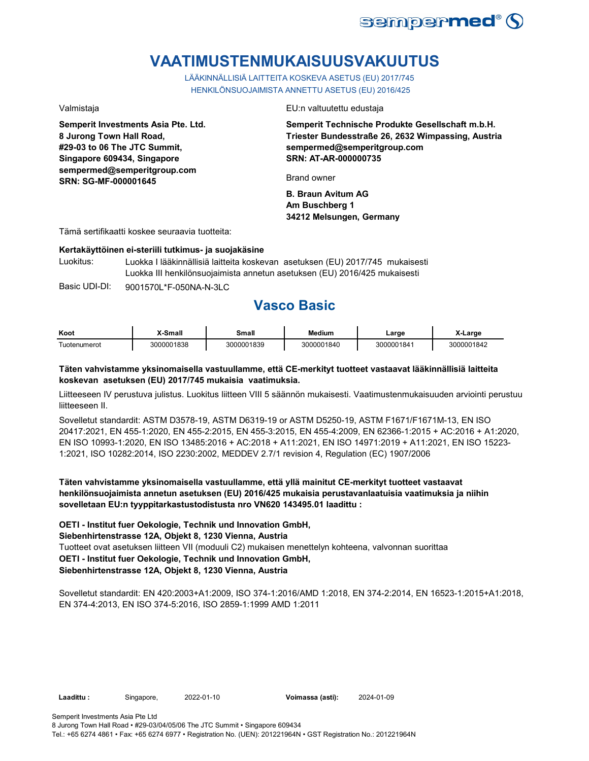# VAATIMUSTENMUKAISUUSVAKUUTUS

LÄÄKINNÄLLISIÄ LAITTEITA KOSKEVA ASETUS (EU) 2017/745
HENKILÖNSUOJAIMISTA ANNETTU ASETUS (EU) 2016/425

Valmistaja

**Semperit Investments Asia Pte. Ltd.**
**8 Jurong Town Hall Road,**
**#29-03 to 06 The JTC Summit,**
**Singapore 609434, Singapore**
**sempermed@semperitgroup.com**
**SRN: SG-MF-000001645**

EU:n valtuutettu edustaja

**Semperit Technische Produkte Gesellschaft m.b.H.**
**Triester Bundesstraße 26, 2632 Wimpassing, Austria**
**sempermed@semperitgroup.com**
**SRN: AT-AR-000000735**

Brand owner

**B. Braun Avitum AG**
**Am Buschberg 1**
**34212 Melsungen, Germany**

Tämä sertifikaatti koskee seuraavia tuotteita:

**Kertakäyttöinen ei-steriili tutkimus- ja suojakäsine**

Luokitus: Luokka I lääkinnällisiä laitteita koskevan asetuksen (EU) 2017/745 mukaisesti
Luokka III henkilönsuojaimista annetun asetuksen (EU) 2016/425 mukaisesti

Basic UDI-DI: 9001570L*F-050NA-N-3LC

## Vasco Basic

| Koot | X-Small | Small | Medium | Large | X-Large |
|---|---|---|---|---|---|
| Tuotenumerot | 3000001838 | 3000001839 | 3000001840 | 3000001841 | 3000001842 |

**Täten vahvistamme yksinomaisella vastuullamme, että CE-merkityt tuotteet vastaavat lääkinnällisiä laitteita koskevan asetuksen (EU) 2017/745 mukaisia vaatimuksia.**

Liitteeseen IV perustuva julistus. Luokitus liitteen VIII 5 säännön mukaisesti. Vaatimustenmukaisuuden arviointi perustuu liitteeseen II.

Sovelletut standardit: ASTM D3578-19, ASTM D6319-19 or ASTM D5250-19, ASTM F1671/F1671M-13, EN ISO 20417:2021, EN 455-1:2020, EN 455-2:2015, EN 455-3:2015, EN 455-4:2009, EN 62366-1:2015 + AC:2016 + A1:2020, EN ISO 10993-1:2020, EN ISO 13485:2016 + AC:2018 + A11:2021, EN ISO 14971:2019 + A11:2021, EN ISO 15223-1:2021, ISO 10282:2014, ISO 2230:2002, MEDDEV 2.7/1 revision 4, Regulation (EC) 1907/2006

**Täten vahvistamme yksinomaisella vastuullamme, että yllä mainitut CE-merkityt tuotteet vastaavat henkilönsuojaimista annetun asetuksen (EU) 2016/425 mukaisia perustavanlaatuisia vaatimuksia ja niihin sovelletaan EU:n tyyppitarkastustodistusta nro VN620 143495.01 laadittu :**

**OETI - Institut fuer Oekologie, Technik und Innovation GmbH,**
**Siebenhirtenstrasse 12A, Objekt 8, 1230 Vienna, Austria**
Tuotteet ovat asetuksen liitteen VII (moduuli C2) mukaisen menettelyn kohteena, valvonnan suorittaa
**OETI - Institut fuer Oekologie, Technik und Innovation GmbH,**
**Siebenhirtenstrasse 12A, Objekt 8, 1230 Vienna, Austria**

Sovelletut standardit: EN 420:2003+A1:2009, ISO 374-1:2016/AMD 1:2018, EN 374-2:2014, EN 16523-1:2015+A1:2018, EN 374-4:2013, EN ISO 374-5:2016, ISO 2859-1:1999 AMD 1:2011

**Laadittu :** Singapore, 2022-01-10 **Voimassa (asti):** 2024-01-09

Semperit Investments Asia Pte Ltd
8 Jurong Town Hall Road • #29-03/04/05/06 The JTC Summit • Singapore 609434
Tel.: +65 6274 4861 • Fax: +65 6274 6977 • Registration No. (UEN): 201221964N • GST Registration No.: 201221964N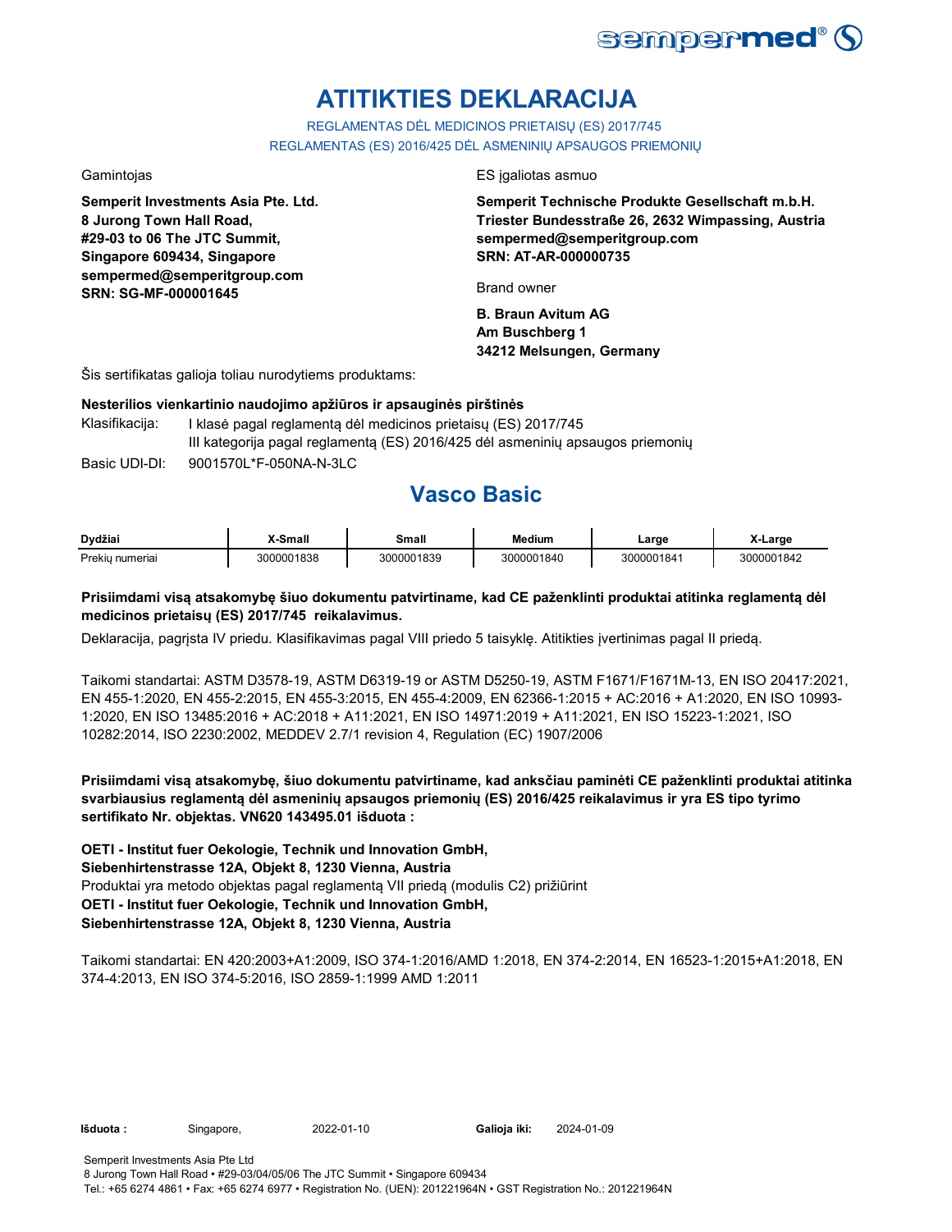# ATITIKTIES DEKLARACIJA

REGLAMENTAS DĖL MEDICINOS PRIETAISŲ (ES) 2017/745
REGLAMENTAS (ES) 2016/425 DĖL ASMENINIŲ APSAUGOS PRIEMONIŲ

Gamintojas

**Semperit Investments Asia Pte. Ltd.**
**8 Jurong Town Hall Road,**
**#29-03 to 06 The JTC Summit,**
**Singapore 609434, Singapore**
**sempermed@semperitgroup.com**
**SRN: SG-MF-000001645**

ES įgaliotas asmuo

**Semperit Technische Produkte Gesellschaft m.b.H.**
**Triester Bundesstraße 26, 2632 Wimpassing, Austria**
**sempermed@semperitgroup.com**
**SRN: AT-AR-000000735**

Brand owner

**B. Braun Avitum AG**
**Am Buschberg 1**
**34212 Melsungen, Germany**

Šis sertifikatas galioja toliau nurodytiems produktams:

**Nesterilios vienkartinio naudojimo apžiūros ir apsauginės pirštinės**

Klasifikacija: I klasė pagal reglamentą dėl medicinos prietaisų (ES) 2017/745
III kategorija pagal reglamentą (ES) 2016/425 dėl asmeninių apsaugos priemonių

Basic UDI-DI: 9001570L*F-050NA-N-3LC

## Vasco Basic

| Dydžiai | X-Small | Small | Medium | Large | X-Large |
|---|---|---|---|---|---|
| Prekių numeriai | 3000001838 | 3000001839 | 3000001840 | 3000001841 | 3000001842 |

**Prisiimdami visą atsakomybę šiuo dokumentu patvirtiname, kad CE paženklinti produktai atitinka reglamentą dėl medicinos prietaisų (ES) 2017/745 reikalavimus.**

Deklaracija, pagrįsta IV priedu. Klasifikavimas pagal VIII priedo 5 taisyklę. Atitikties įvertinimas pagal II priedą.

Taikomi standartai: ASTM D3578-19, ASTM D6319-19 or ASTM D5250-19, ASTM F1671/F1671M-13, EN ISO 20417:2021, EN 455-1:2020, EN 455-2:2015, EN 455-3:2015, EN 455-4:2009, EN 62366-1:2015 + AC:2016 + A1:2020, EN ISO 10993-1:2020, EN ISO 13485:2016 + AC:2018 + A11:2021, EN ISO 14971:2019 + A11:2021, EN ISO 15223-1:2021, ISO 10282:2014, ISO 2230:2002, MEDDEV 2.7/1 revision 4, Regulation (EC) 1907/2006

**Prisiimdami visą atsakomybę, šiuo dokumentu patvirtiname, kad anksčiau paminėti CE paženklinti produktai atitinka svarbiausius reglamentą dėl asmeninių apsaugos priemonių (ES) 2016/425 reikalavimus ir yra ES tipo tyrimo sertifikato Nr. objektas. VN620 143495.01 išduota :**

**OETI - Institut fuer Oekologie, Technik und Innovation GmbH,**
**Siebenhirtenstrasse 12A, Objekt 8, 1230 Vienna, Austria**
Produktai yra metodo objektas pagal reglamentą VII priedą (modulis C2) prižiūrint
**OETI - Institut fuer Oekologie, Technik und Innovation GmbH,**
**Siebenhirtenstrasse 12A, Objekt 8, 1230 Vienna, Austria**

Taikomi standartai: EN 420:2003+A1:2009, ISO 374-1:2016/AMD 1:2018, EN 374-2:2014, EN 16523-1:2015+A1:2018, EN 374-4:2013, EN ISO 374-5:2016, ISO 2859-1:1999 AMD 1:2011

**Išduota :** Singapore, 2022-01-10 **Galioja iki:** 2024-01-09

Semperit Investments Asia Pte Ltd
8 Jurong Town Hall Road • #29-03/04/05/06 The JTC Summit • Singapore 609434
Tel.: +65 6274 4861 • Fax: +65 6274 6977 • Registration No. (UEN): 201221964N • GST Registration No.: 201221964N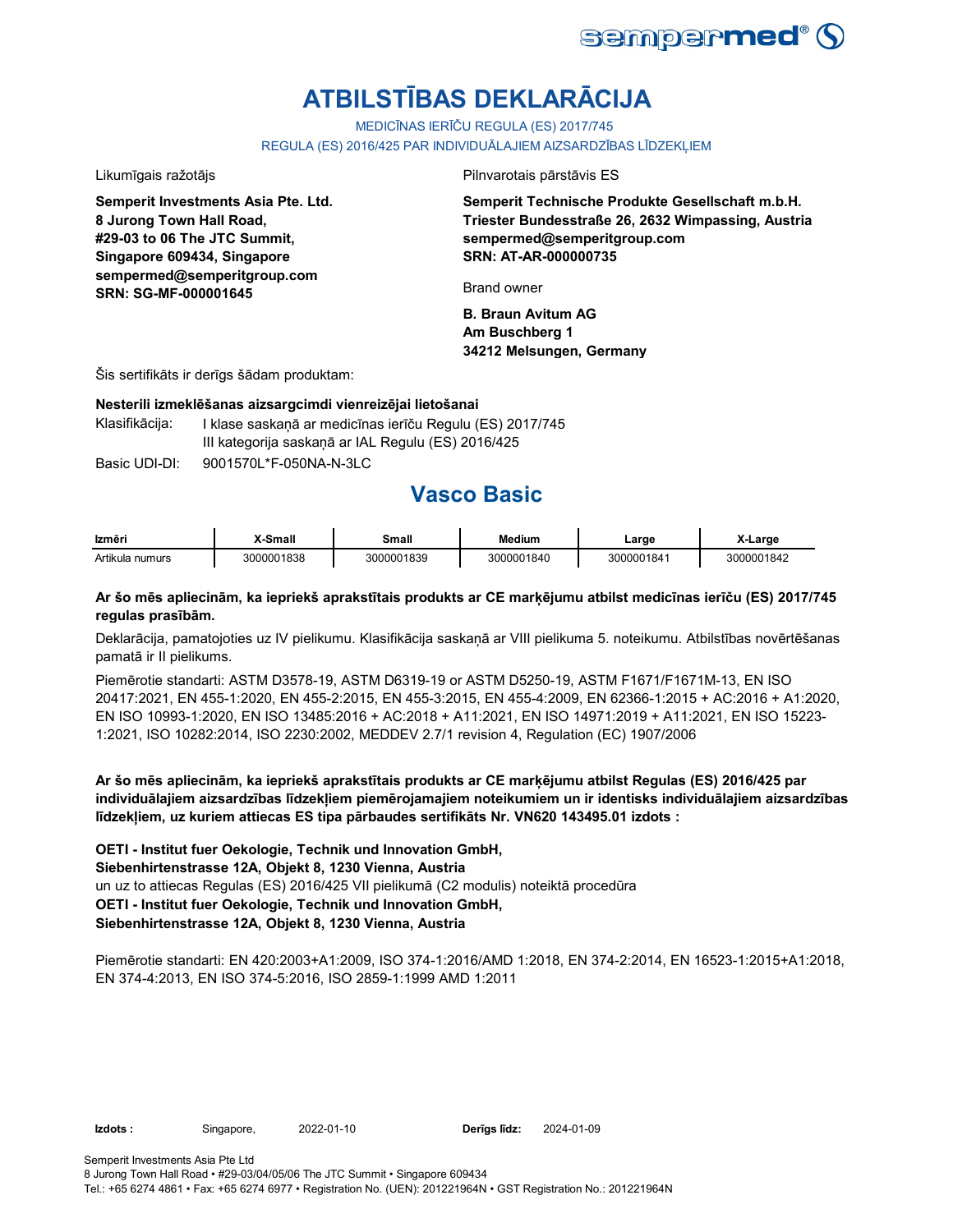# ATBILSTĪBAS DEKLARĀCIJA

MEDICĪNAS IERĪČU REGULA (ES) 2017/745

REGULA (ES) 2016/425 PAR INDIVIDUĀLAJIEM AIZSARDZĪBAS LĪDZEKĻIEM

Likumīgais ražotājs

**Semperit Investments Asia Pte. Ltd.**
**8 Jurong Town Hall Road,**
**#29-03 to 06 The JTC Summit,**
**Singapore 609434, Singapore**
**sempermed@semperitgroup.com**
**SRN: SG-MF-000001645**

Pilnvarotais pārstāvis ES

**Semperit Technische Produkte Gesellschaft m.b.H.**
**Triester Bundesstraße 26, 2632 Wimpassing, Austria**
**sempermed@semperitgroup.com**
**SRN: AT-AR-000000735**

Brand owner

**B. Braun Avitum AG**
**Am Buschberg 1**
**34212 Melsungen, Germany**

Šis sertifikāts ir derīgs šādam produktam:

**Nesterili izmeklēšanas aizsargcimdi vienreizējai lietošanai**

Klasifikācija: I klase saskaņā ar medicīnas ierīču Regulu (ES) 2017/745
III kategorija saskaņā ar IAL Regulu (ES) 2016/425

Basic UDI-DI: 9001570L*F-050NA-N-3LC

## Vasco Basic

| Izmēri | X-Small | Small | Medium | Large | X-Large |
|---|---|---|---|---|---|
| Artikula numurs | 3000001838 | 3000001839 | 3000001840 | 3000001841 | 3000001842 |

**Ar šo mēs apliecinām, ka iepriekš aprakstītais produkts ar CE marķējumu atbilst medicīnas ierīču (ES) 2017/745 regulas prasībām.**

Deklarācija, pamatojoties uz IV pielikumu. Klasifikācija saskaņā ar VIII pielikuma 5. noteikumu. Atbilstības novērtēšanas pamatā ir II pielikums.

Piemērotie standarti: ASTM D3578-19, ASTM D6319-19 or ASTM D5250-19, ASTM F1671/F1671M-13, EN ISO 20417:2021, EN 455-1:2020, EN 455-2:2015, EN 455-3:2015, EN 455-4:2009, EN 62366-1:2015 + AC:2016 + A1:2020, EN ISO 10993-1:2020, EN ISO 13485:2016 + AC:2018 + A11:2021, EN ISO 14971:2019 + A11:2021, EN ISO 15223-1:2021, ISO 10282:2014, ISO 2230:2002, MEDDEV 2.7/1 revision 4, Regulation (EC) 1907/2006

**Ar šo mēs apliecinām, ka iepriekš aprakstītais produkts ar CE marķējumu atbilst Regulas (ES) 2016/425 par individuālajiem aizsardzības līdzekļiem piemērojamajiem noteikumiem un ir identisks individuālajiem aizsardzības līdzekļiem, uz kuriem attiecas ES tipa pārbaudes sertifikāts Nr. VN620 143495.01 izdots :**

**OETI - Institut fuer Oekologie, Technik und Innovation GmbH,**
**Siebenhirtenstrasse 12A, Objekt 8, 1230 Vienna, Austria**
un uz to attiecas Regulas (ES) 2016/425 VII pielikumā (C2 modulis) noteiktā procedūra
**OETI - Institut fuer Oekologie, Technik und Innovation GmbH,**
**Siebenhirtenstrasse 12A, Objekt 8, 1230 Vienna, Austria**

Piemērotie standarti: EN 420:2003+A1:2009, ISO 374-1:2016/AMD 1:2018, EN 374-2:2014, EN 16523-1:2015+A1:2018, EN 374-4:2013, EN ISO 374-5:2016, ISO 2859-1:1999 AMD 1:2011

**Izdots :** Singapore, 2022-01-10 **Derīgs līdz:** 2024-01-09

Semperit Investments Asia Pte Ltd
8 Jurong Town Hall Road • #29-03/04/05/06 The JTC Summit • Singapore 609434
Tel.: +65 6274 4861 • Fax: +65 6274 6977 • Registration No. (UEN): 201221964N • GST Registration No.: 201221964N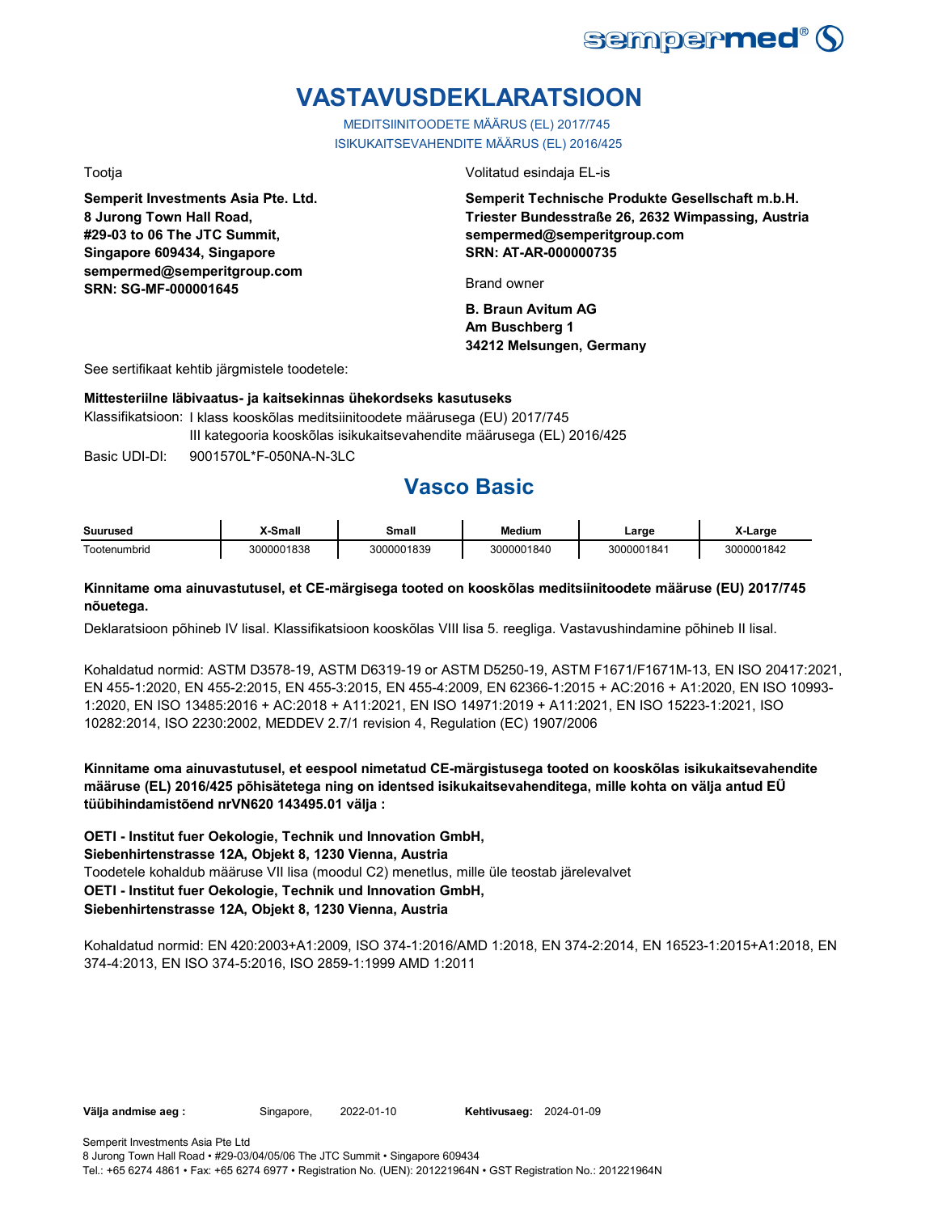# VASTAVUSDEKLARATSIOON

MEDITSIINITOODETE MÄÄRUS (EL) 2017/745
ISIKUKAITSEVAHENDITE MÄÄRUS (EL) 2016/425

Tootja

**Semperit Investments Asia Pte. Ltd.**
**8 Jurong Town Hall Road,**
**#29-03 to 06 The JTC Summit,**
**Singapore 609434, Singapore**
**sempermed@semperitgroup.com**
**SRN: SG-MF-000001645**

Volitatud esindaja EL-is

**Semperit Technische Produkte Gesellschaft m.b.H.**
**Triester Bundesstraße 26, 2632 Wimpassing, Austria**
**sempermed@semperitgroup.com**
**SRN: AT-AR-000000735**

Brand owner

**B. Braun Avitum AG**
**Am Buschberg 1**
**34212 Melsungen, Germany**

See sertifikaat kehtib järgmistele toodetele:

**Mittesteriilne läbivaatus- ja kaitsekinnas ühekordseks kasutuseks**

Klassifikatsioon: I klass kooskõlas meditsiinitoodete määrusega (EU) 2017/745
III kategooria kooskõlas isikukaitsevahendite määrusega (EL) 2016/425

Basic UDI-DI: 9001570L*F-050NA-N-3LC

## Vasco Basic

| Suurused | X-Small | Small | Medium | Large | X-Large |
|---|---|---|---|---|---|
| Tootenumbrid | 3000001838 | 3000001839 | 3000001840 | 3000001841 | 3000001842 |

**Kinnitame oma ainuvastutusel, et CE-märgisega tooted on kooskõlas meditsiinitoodete määruse (EU) 2017/745 nõuetega.**

Deklaratsioon põhineb IV lisal. Klassifikatsioon kooskõlas VIII lisa 5. reegliga. Vastavushindamine põhineb II lisal.

Kohaldatud normid: ASTM D3578-19, ASTM D6319-19 or ASTM D5250-19, ASTM F1671/F1671M-13, EN ISO 20417:2021, EN 455-1:2020, EN 455-2:2015, EN 455-3:2015, EN 455-4:2009, EN 62366-1:2015 + AC:2016 + A1:2020, EN ISO 10993-1:2020, EN ISO 13485:2016 + AC:2018 + A11:2021, EN ISO 14971:2019 + A11:2021, EN ISO 15223-1:2021, ISO 10282:2014, ISO 2230:2002, MEDDEV 2.7/1 revision 4, Regulation (EC) 1907/2006

**Kinnitame oma ainuvastutusel, et eespool nimetatud CE-märgistusega tooted on kooskõlas isikukaitsevahendite määruse (EL) 2016/425 põhisätetega ning on identsed isikukaitsevahenditega, mille kohta on välja antud EÜ tüübihindamistõend nrVN620 143495.01 välja :**

**OETI - Institut fuer Oekologie, Technik und Innovation GmbH,**
**Siebenhirtenstrasse 12A, Objekt 8, 1230 Vienna, Austria**
Toodetele kohaldub määruse VII lisa (moodul C2) menetlus, mille üle teostab järelevalvet
**OETI - Institut fuer Oekologie, Technik und Innovation GmbH,**
**Siebenhirtenstrasse 12A, Objekt 8, 1230 Vienna, Austria**

Kohaldatud normid: EN 420:2003+A1:2009, ISO 374-1:2016/AMD 1:2018, EN 374-2:2014, EN 16523-1:2015+A1:2018, EN 374-4:2013, EN ISO 374-5:2016, ISO 2859-1:1999 AMD 1:2011

**Välja andmise aeg :** Singapore, 2022-01-10 **Kehtivusaeg:** 2024-01-09

Semperit Investments Asia Pte Ltd
8 Jurong Town Hall Road • #29-03/04/05/06 The JTC Summit • Singapore 609434
Tel.: +65 6274 4861 • Fax: +65 6274 6977 • Registration No. (UEN): 201221964N • GST Registration No.: 201221964N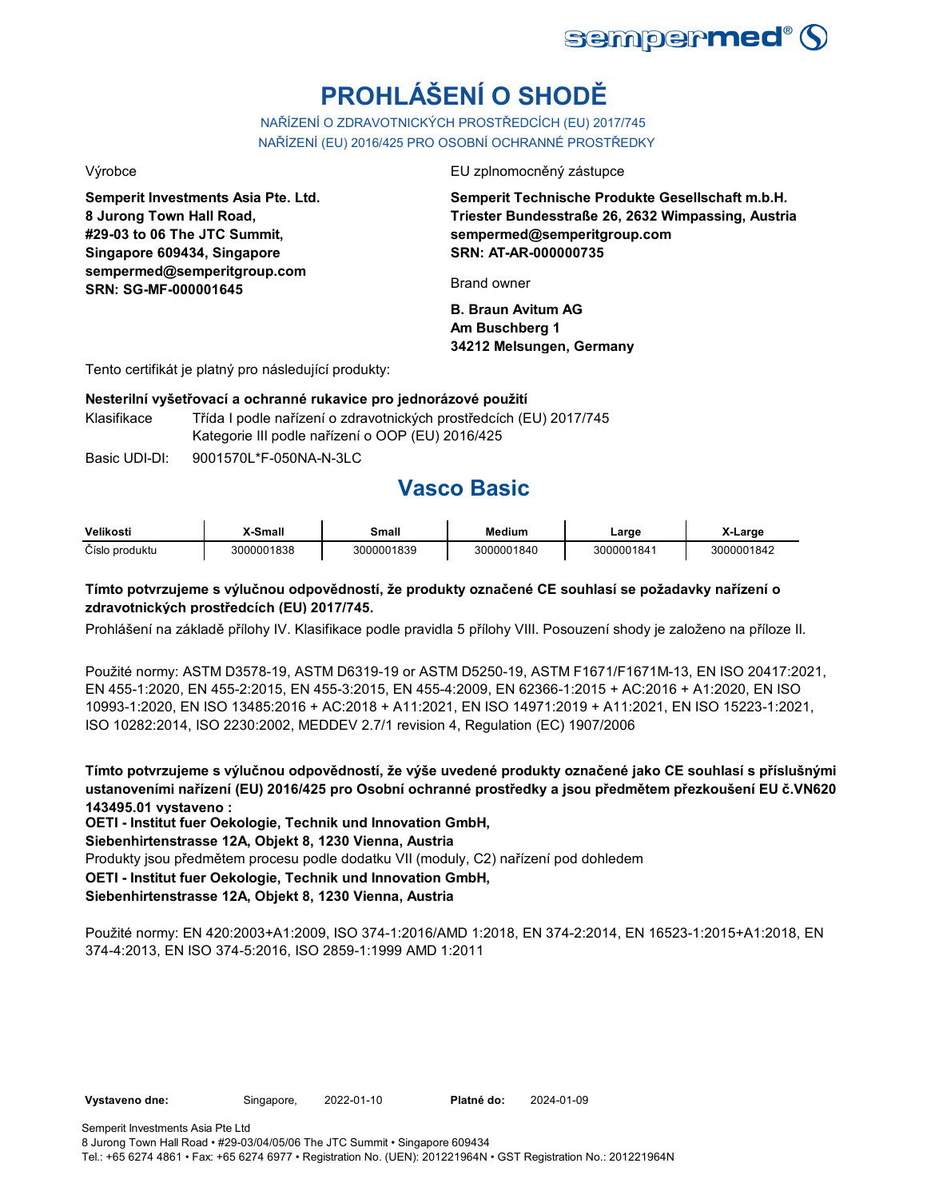# PROHLÁŠENÍ O SHODĚ

NAŘÍZENÍ O ZDRAVOTNICKÝCH PROSTŘEDCÍCH (EU) 2017/745
NAŘÍZENÍ (EU) 2016/425 PRO OSOBNÍ OCHRANNÉ PROSTŘEDKY

Výrobce

**Semperit Investments Asia Pte. Ltd.**
**8 Jurong Town Hall Road,**
**#29-03 to 06 The JTC Summit,**
**Singapore 609434, Singapore**
**sempermed@semperitgroup.com**
**SRN: SG-MF-000001645**

EU zplnomocněný zástupce

**Semperit Technische Produkte Gesellschaft m.b.H.**
**Triester Bundesstraße 26, 2632 Wimpassing, Austria**
**sempermed@semperitgroup.com**
**SRN: AT-AR-000000735**

Brand owner

**B. Braun Avitum AG**
**Am Buschberg 1**
**34212 Melsungen, Germany**

Tento certifikát je platný pro následující produkty:

**Nesterilní vyšetřovací a ochranné rukavice pro jednorázové použití**

Klasifikace: Třída I podle nařízení o zdravotnických prostředcích (EU) 2017/745
Kategorie III podle nařízení o OOP (EU) 2016/425

Basic UDI-DI: 9001570L*F-050NA-N-3LC

## Vasco Basic

| Velikosti | X-Small | Small | Medium | Large | X-Large |
|---|---|---|---|---|---|
| Číslo produktu | 3000001838 | 3000001839 | 3000001840 | 3000001841 | 3000001842 |

**Tímto potvrzujeme s výlučnou odpovědností, že produkty označené CE souhlasí se požadavky nařízení o zdravotnických prostředcích (EU) 2017/745.**

Prohlášení na základě přílohy IV. Klasifikace podle pravidla 5 přílohy VIII. Posouzení shody je založeno na příloze II.

Použité normy: ASTM D3578-19, ASTM D6319-19 or ASTM D5250-19, ASTM F1671/F1671M-13, EN ISO 20417:2021, EN 455-1:2020, EN 455-2:2015, EN 455-3:2015, EN 455-4:2009, EN 62366-1:2015 + AC:2016 + A1:2020, EN ISO 10993-1:2020, EN ISO 13485:2016 + AC:2018 + A11:2021, EN ISO 14971:2019 + A11:2021, EN ISO 15223-1:2021, ISO 10282:2014, ISO 2230:2002, MEDDEV 2.7/1 revision 4, Regulation (EC) 1907/2006

**Tímto potvrzujeme s výlučnou odpovědností, že výše uvedené produkty označené jako CE souhlasí s příslušnými ustanoveními nařízení (EU) 2016/425 pro Osobní ochranné prostředky a jsou předmětem přezkoušení EU č.VN620 143495.01 vystaveno :**
**OETI - Institut fuer Oekologie, Technik und Innovation GmbH,**
**Siebenhirtenstrasse 12A, Objekt 8, 1230 Vienna, Austria**
Produkty jsou předmětem procesu podle dodatku VII (moduly, C2) nařízení pod dohledem
**OETI - Institut fuer Oekologie, Technik und Innovation GmbH,**
**Siebenhirtenstrasse 12A, Objekt 8, 1230 Vienna, Austria**

Použité normy: EN 420:2003+A1:2009, ISO 374-1:2016/AMD 1:2018, EN 374-2:2014, EN 16523-1:2015+A1:2018, EN 374-4:2013, EN ISO 374-5:2016, ISO 2859-1:1999 AMD 1:2011

**Vystaveno dne:** Singapore, 2022-01-10 **Platné do:** 2024-01-09

Semperit Investments Asia Pte Ltd
8 Jurong Town Hall Road • #29-03/04/05/06 The JTC Summit • Singapore 609434
Tel.: +65 6274 4861 • Fax: +65 6274 6977 • Registration No. (UEN): 201221964N • GST Registration No.: 201221964N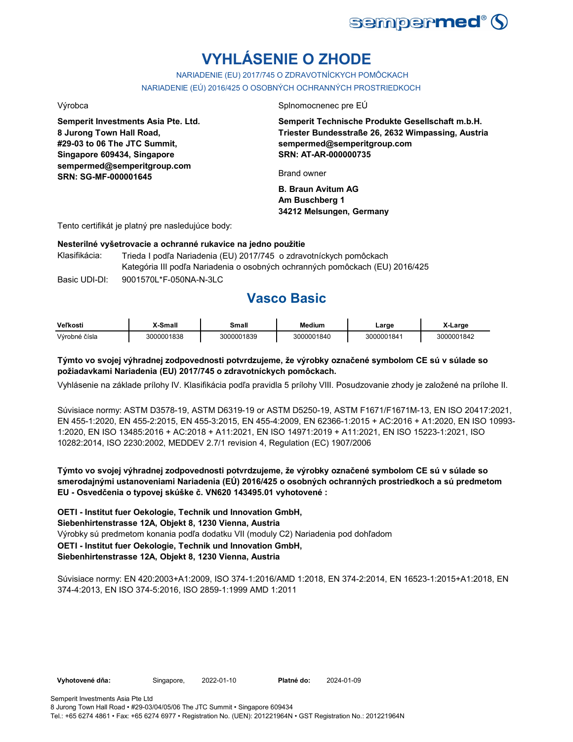# VYHLÁSENIE O ZHODE

NARIADENIE (EU) 2017/745 O ZDRAVOTNÍCKYCH POMÔCKACH

NARIADENIE (EÚ) 2016/425 O OSOBNÝCH OCHRANNÝCH PROSTRIEDKOCH

Výrobca

**Semperit Investments Asia Pte. Ltd.**
**8 Jurong Town Hall Road,**
**#29-03 to 06 The JTC Summit,**
**Singapore 609434, Singapore**
**sempermed@semperitgroup.com**
**SRN: SG-MF-000001645**

Splnomocnenec pre EÚ

**Semperit Technische Produkte Gesellschaft m.b.H.**
**Triester Bundesstraße 26, 2632 Wimpassing, Austria**
**sempermed@semperitgroup.com**
**SRN: AT-AR-000000735**

Brand owner

**B. Braun Avitum AG**
**Am Buschberg 1**
**34212 Melsungen, Germany**

Tento certifikát je platný pre nasledujúce body:

**Nesterilné vyšetrovacie a ochranné rukavice na jedno použitie**

Klasifikácia: Trieda I podľa Nariadenia (EU) 2017/745 o zdravotníckych pomôckach
Kategória III podľa Nariadenia o osobných ochranných pomôckach (EU) 2016/425

Basic UDI-DI: 9001570L*F-050NA-N-3LC

## Vasco Basic

| Veľkosti | X-Small | Small | Medium | Large | X-Large |
|---|---|---|---|---|---|
| Výrobné čísla | 3000001838 | 3000001839 | 3000001840 | 3000001841 | 3000001842 |

**Týmto vo svojej výhradnej zodpovednosti potvrdzujeme, že výrobky označené symbolom CE sú v súlade so požiadavkami Nariadenia (EU) 2017/745 o zdravotníckych pomôckach.**

Vyhlásenie na základe prílohy IV. Klasifikácia podľa pravidla 5 prílohy VIII. Posudzovanie zhody je založené na prílohe II.

Súvisiace normy: ASTM D3578-19, ASTM D6319-19 or ASTM D5250-19, ASTM F1671/F1671M-13, EN ISO 20417:2021, EN 455-1:2020, EN 455-2:2015, EN 455-3:2015, EN 455-4:2009, EN 62366-1:2015 + AC:2016 + A1:2020, EN ISO 10993-1:2020, EN ISO 13485:2016 + AC:2018 + A11:2021, EN ISO 14971:2019 + A11:2021, EN ISO 15223-1:2021, ISO 10282:2014, ISO 2230:2002, MEDDEV 2.7/1 revision 4, Regulation (EC) 1907/2006

**Týmto vo svojej výhradnej zodpovednosti potvrdzujeme, že výrobky označené symbolom CE sú v súlade so smerodajnými ustanoveniami Nariadenia (EÚ) 2016/425 o osobných ochranných prostriedkoch a sú predmetom EU - Osvedčenia o typovej skúške č. VN620 143495.01 vyhotovené :**

**OETI - Institut fuer Oekologie, Technik und Innovation GmbH,**
**Siebenhirtenstrasse 12A, Objekt 8, 1230 Vienna, Austria**
Výrobky sú predmetom konania podľa dodatku VII (moduly C2) Nariadenia pod dohľadom
**OETI - Institut fuer Oekologie, Technik und Innovation GmbH,**
**Siebenhirtenstrasse 12A, Objekt 8, 1230 Vienna, Austria**

Súvisiace normy: EN 420:2003+A1:2009, ISO 374-1:2016/AMD 1:2018, EN 374-2:2014, EN 16523-1:2015+A1:2018, EN 374-4:2013, EN ISO 374-5:2016, ISO 2859-1:1999 AMD 1:2011

**Vyhotovené dňa:** Singapore, 2022-01-10 **Platné do:** 2024-01-09

Semperit Investments Asia Pte Ltd
8 Jurong Town Hall Road • #29-03/04/05/06 The JTC Summit • Singapore 609434
Tel.: +65 6274 4861 • Fax: +65 6274 6977 • Registration No. (UEN): 201221964N • GST Registration No.: 201221964N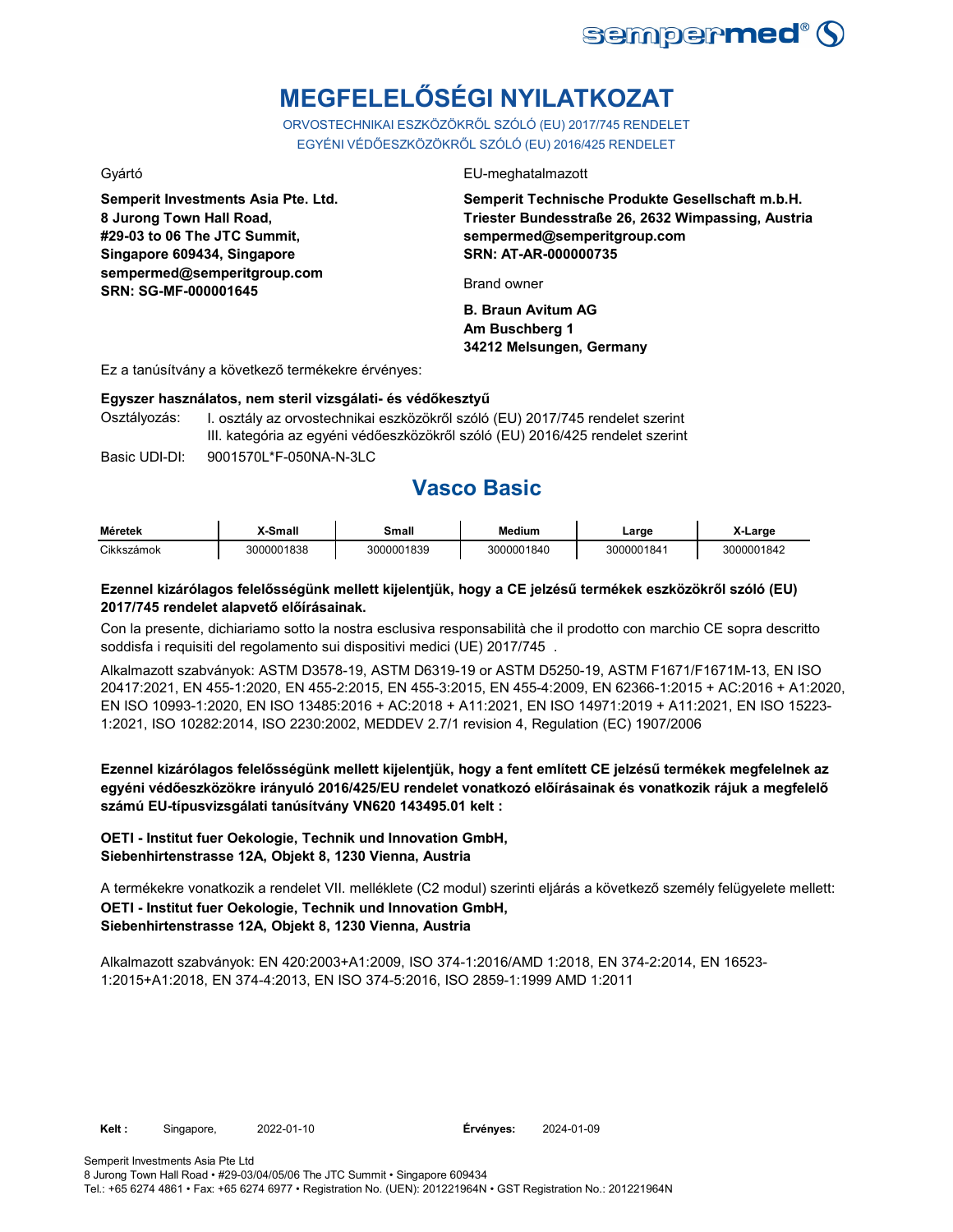sempermed®

# MEGFELELŐSÉGI NYILATKOZAT

ORVOSTECHNIKAI ESZKÖZÖKRŐL SZÓLÓ (EU) 2017/745 RENDELET
EGYÉNI VÉDŐESZKÖZÖKRŐL SZÓLÓ (EU) 2016/425 RENDELET

Gyártó

**Semperit Investments Asia Pte. Ltd.**
**8 Jurong Town Hall Road,**
**#29-03 to 06 The JTC Summit,**
**Singapore 609434, Singapore**
**sempermed@semperitgroup.com**
**SRN: SG-MF-000001645**

EU-meghatalmazott

**Semperit Technische Produkte Gesellschaft m.b.H.**
**Triester Bundesstraße 26, 2632 Wimpassing, Austria**
**sempermed@semperitgroup.com**
**SRN: AT-AR-000000735**

Brand owner

**B. Braun Avitum AG**
**Am Buschberg 1**
**34212 Melsungen, Germany**

Ez a tanúsítvány a következő termékekre érvényes:

**Egyszer használatos, nem steril vizsgálati- és védőkesztyű**

Osztályozás: I. osztály az orvostechnikai eszközökről szóló (EU) 2017/745 rendelet szerint
III. kategória az egyéni védőeszközökről szóló (EU) 2016/425 rendelet szerint

Basic UDI-DI: 9001570L*F-050NA-N-3LC

## Vasco Basic

| Méretek | X-Small | Small | Medium | Large | X-Large |
|---|---|---|---|---|---|
| Cikkszámok | 3000001838 | 3000001839 | 3000001840 | 3000001841 | 3000001842 |

**Ezennel kizárólagos felelősségünk mellett kijelentjük, hogy a CE jelzésű termékek eszközökről szóló (EU) 2017/745 rendelet alapvető előírásainak.**

Con la presente, dichiariamo sotto la nostra esclusiva responsabilità che il prodotto con marchio CE sopra descritto soddisfa i requisiti del regolamento sui dispositivi medici (UE) 2017/745 .

Alkalmazott szabványok: ASTM D3578-19, ASTM D6319-19 or ASTM D5250-19, ASTM F1671/F1671M-13, EN ISO 20417:2021, EN 455-1:2020, EN 455-2:2015, EN 455-3:2015, EN 455-4:2009, EN 62366-1:2015 + AC:2016 + A1:2020, EN ISO 10993-1:2020, EN ISO 13485:2016 + AC:2018 + A11:2021, EN ISO 14971:2019 + A11:2021, EN ISO 15223-1:2021, ISO 10282:2014, ISO 2230:2002, MEDDEV 2.7/1 revision 4, Regulation (EC) 1907/2006

**Ezennel kizárólagos felelősségünk mellett kijelentjük, hogy a fent említett CE jelzésű termékek megfelelnek az egyéni védőeszközökre irányuló 2016/425/EU rendelet vonatkozó előírásainak és vonatkozik rájuk a megfelelő számú EU-típusvizsgálati tanúsítvány VN620 143495.01 kelt :**

**OETI - Institut fuer Oekologie, Technik und Innovation GmbH,**
**Siebenhirtenstrasse 12A, Objekt 8, 1230 Vienna, Austria**

A termékekre vonatkozik a rendelet VII. melléklete (C2 modul) szerinti eljárás a következő személy felügyelete mellett:
**OETI - Institut fuer Oekologie, Technik und Innovation GmbH,**
**Siebenhirtenstrasse 12A, Objekt 8, 1230 Vienna, Austria**

Alkalmazott szabványok: EN 420:2003+A1:2009, ISO 374-1:2016/AMD 1:2018, EN 374-2:2014, EN 16523-1:2015+A1:2018, EN 374-4:2013, EN ISO 374-5:2016, ISO 2859-1:1999 AMD 1:2011

**Kelt :** Singapore, 2022-01-10 **Érvényes:** 2024-01-09

Semperit Investments Asia Pte Ltd
8 Jurong Town Hall Road • #29-03/04/05/06 The JTC Summit • Singapore 609434
Tel.: +65 6274 4861 • Fax: +65 6274 6977 • Registration No. (UEN): 201221964N • GST Registration No.: 201221964N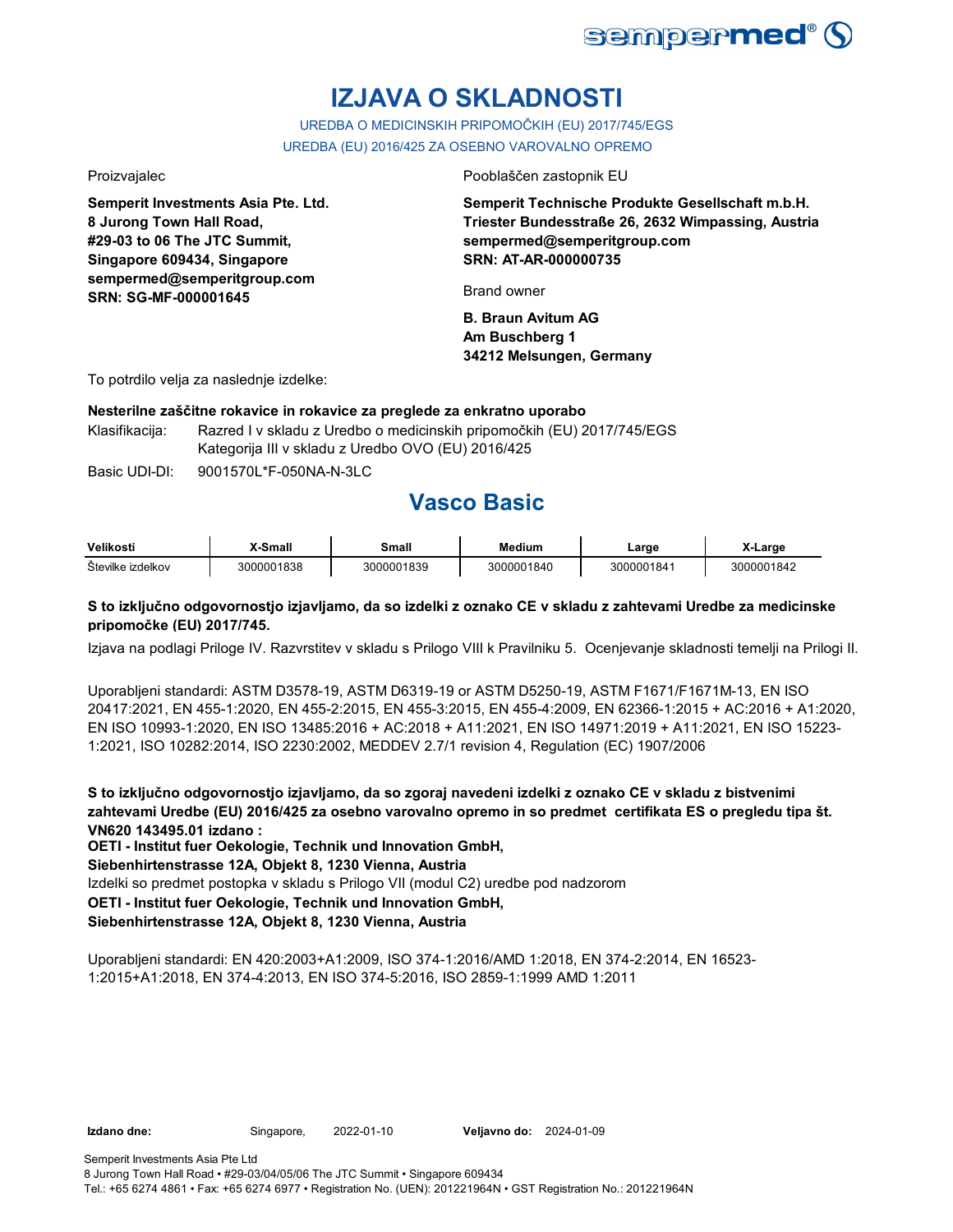# IZJAVA O SKLADNOSTI

UREDBA O MEDICINSKIH PRIPOMOČKIH (EU) 2017/745/EGS
UREDBA (EU) 2016/425 ZA OSEBNO VAROVALNO OPREMO

Proizvajalec

**Semperit Investments Asia Pte. Ltd.**
**8 Jurong Town Hall Road,**
**#29-03 to 06 The JTC Summit,**
**Singapore 609434, Singapore**
**sempermed@semperitgroup.com**
**SRN: SG-MF-000001645**

Pooblaščen zastopnik EU

**Semperit Technische Produkte Gesellschaft m.b.H.**
**Triester Bundesstraße 26, 2632 Wimpassing, Austria**
**sempermed@semperitgroup.com**
**SRN: AT-AR-000000735**

Brand owner

**B. Braun Avitum AG**
**Am Buschberg 1**
**34212 Melsungen, Germany**

To potrdilo velja za naslednje izdelke:

**Nesterilne zaščitne rokavice in rokavice za preglede za enkratno uporabo**

Klasifikacija: Razred I v skladu z Uredbo o medicinskih pripomočkih (EU) 2017/745/EGS
Kategorija III v skladu z Uredbo OVO (EU) 2016/425

Basic UDI-DI: 9001570L*F-050NA-N-3LC

## Vasco Basic

| Velikosti | X-Small | Small | Medium | Large | X-Large |
|---|---|---|---|---|---|
| Številke izdelkov | 3000001838 | 3000001839 | 3000001840 | 3000001841 | 3000001842 |

**S to izključno odgovornostjo izjavljamo, da so izdelki z oznako CE v skladu z zahtevami Uredbe za medicinske pripomočke (EU) 2017/745.**

Izjava na podlagi Priloge IV. Razvrstitev v skladu s Prilogo VIII k Pravilniku 5. Ocenjevanje skladnosti temelji na Prilogi II.

Uporabljeni standardi: ASTM D3578-19, ASTM D6319-19 or ASTM D5250-19, ASTM F1671/F1671M-13, EN ISO 20417:2021, EN 455-1:2020, EN 455-2:2015, EN 455-3:2015, EN 455-4:2009, EN 62366-1:2015 + AC:2016 + A1:2020, EN ISO 10993-1:2020, EN ISO 13485:2016 + AC:2018 + A11:2021, EN ISO 14971:2019 + A11:2021, EN ISO 15223-1:2021, ISO 10282:2014, ISO 2230:2002, MEDDEV 2.7/1 revision 4, Regulation (EC) 1907/2006

**S to izključno odgovornostjo izjavljamo, da so zgoraj navedeni izdelki z oznako CE v skladu z bistvenimi zahtevami Uredbe (EU) 2016/425 za osebno varovalno opremo in so predmet certifikata ES o pregledu tipa št. VN620 143495.01 izdano :**
**OETI - Institut fuer Oekologie, Technik und Innovation GmbH,**
**Siebenhirtenstrasse 12A, Objekt 8, 1230 Vienna, Austria**
Izdelki so predmet postopka v skladu s Prilogo VII (modul C2) uredbe pod nadzorom
**OETI - Institut fuer Oekologie, Technik und Innovation GmbH,**
**Siebenhirtenstrasse 12A, Objekt 8, 1230 Vienna, Austria**

Uporabljeni standardi: EN 420:2003+A1:2009, ISO 374-1:2016/AMD 1:2018, EN 374-2:2014, EN 16523-1:2015+A1:2018, EN 374-4:2013, EN ISO 374-5:2016, ISO 2859-1:1999 AMD 1:2011

**Izdano dne:** Singapore, 2022-01-10 **Veljavno do:** 2024-01-09

Semperit Investments Asia Pte Ltd
8 Jurong Town Hall Road • #29-03/04/05/06 The JTC Summit • Singapore 609434
Tel.: +65 6274 4861 • Fax: +65 6274 6977 • Registration No. (UEN): 201221964N • GST Registration No.: 201221964N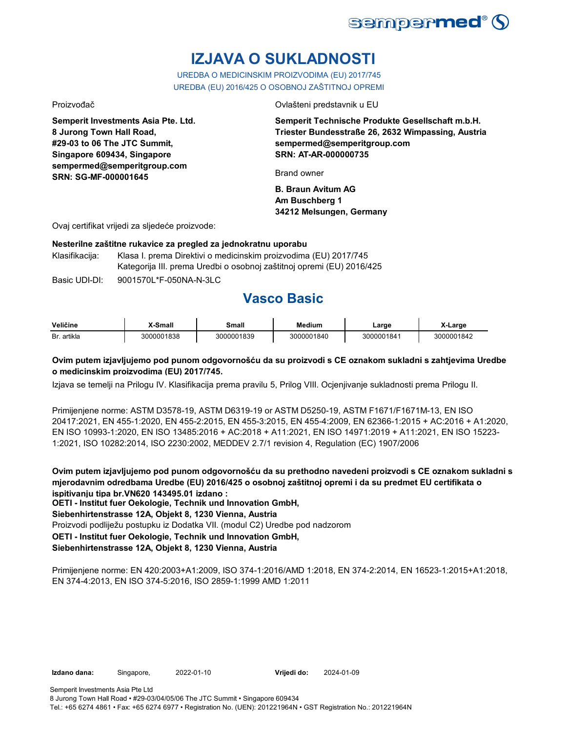# IZJAVA O SUKLADNOSTI

UREDBA O MEDICINSKIM PROIZVODIMA (EU) 2017/745
UREDBA (EU) 2016/425 O OSOBNOJ ZAŠTITNOJ OPREMI

Proizvođač

**Semperit Investments Asia Pte. Ltd.**
**8 Jurong Town Hall Road,**
**#29-03 to 06 The JTC Summit,**
**Singapore 609434, Singapore**
**sempermed@semperitgroup.com**
**SRN: SG-MF-000001645**

Ovlašteni predstavnik u EU

**Semperit Technische Produkte Gesellschaft m.b.H.**
**Triester Bundesstraße 26, 2632 Wimpassing, Austria**
**sempermed@semperitgroup.com**
**SRN: AT-AR-000000735**

Brand owner

**B. Braun Avitum AG**
**Am Buschberg 1**
**34212 Melsungen, Germany**

Ovaj certifikat vrijedi za sljedeće proizvode:

**Nesterilne zaštitne rukavice za pregled za jednokratnu uporabu**

Klasifikacija: Klasa I. prema Direktivi o medicinskim proizvodima (EU) 2017/745
Kategorija III. prema Uredbi o osobnoj zaštitnoj opremi (EU) 2016/425

Basic UDI-DI: 9001570L*F-050NA-N-3LC

## Vasco Basic

| Veličine | X-Small | Small | Medium | Large | X-Large |
|---|---|---|---|---|---|
| Br. artikla | 3000001838 | 3000001839 | 3000001840 | 3000001841 | 3000001842 |

**Ovim putem izjavljujemo pod punom odgovornošću da su proizvodi s CE oznakom sukladni s zahtjevima Uredbe o medicinskim proizvodima (EU) 2017/745.**

Izjava se temelji na Prilogu IV. Klasifikacija prema pravilu 5, Prilog VIII. Ocjenjivanje sukladnosti prema Prilogu II.

Primijenjene norme: ASTM D3578-19, ASTM D6319-19 or ASTM D5250-19, ASTM F1671/F1671M-13, EN ISO 20417:2021, EN 455-1:2020, EN 455-2:2015, EN 455-3:2015, EN 455-4:2009, EN 62366-1:2015 + AC:2016 + A1:2020, EN ISO 10993-1:2020, EN ISO 13485:2016 + AC:2018 + A11:2021, EN ISO 14971:2019 + A11:2021, EN ISO 15223-1:2021, ISO 10282:2014, ISO 2230:2002, MEDDEV 2.7/1 revision 4, Regulation (EC) 1907/2006

**Ovim putem izjavljujemo pod punom odgovornošću da su prethodno navedeni proizvodi s CE oznakom sukladni s mjerodavnim odredbama Uredbe (EU) 2016/425 o osobnoj zaštitnoj opremi i da su predmet EU certifikata o ispitivanju tipa br.VN620 143495.01 izdano :**
**OETI - Institut fuer Oekologie, Technik und Innovation GmbH,**
**Siebenhirtenstrasse 12A, Objekt 8, 1230 Vienna, Austria**
Proizvodi podliježu postupku iz Dodatka VII. (modul C2) Uredbe pod nadzorom
**OETI - Institut fuer Oekologie, Technik und Innovation GmbH,**
**Siebenhirtenstrasse 12A, Objekt 8, 1230 Vienna, Austria**

Primijenjene norme: EN 420:2003+A1:2009, ISO 374-1:2016/AMD 1:2018, EN 374-2:2014, EN 16523-1:2015+A1:2018, EN 374-4:2013, EN ISO 374-5:2016, ISO 2859-1:1999 AMD 1:2011

**Izdano dana:** Singapore, 2022-01-10 **Vrijedi do:** 2024-01-09

Semperit Investments Asia Pte Ltd
8 Jurong Town Hall Road • #29-03/04/05/06 The JTC Summit • Singapore 609434
Tel.: +65 6274 4861 • Fax: +65 6274 6977 • Registration No. (UEN): 201221964N • GST Registration No.: 201221964N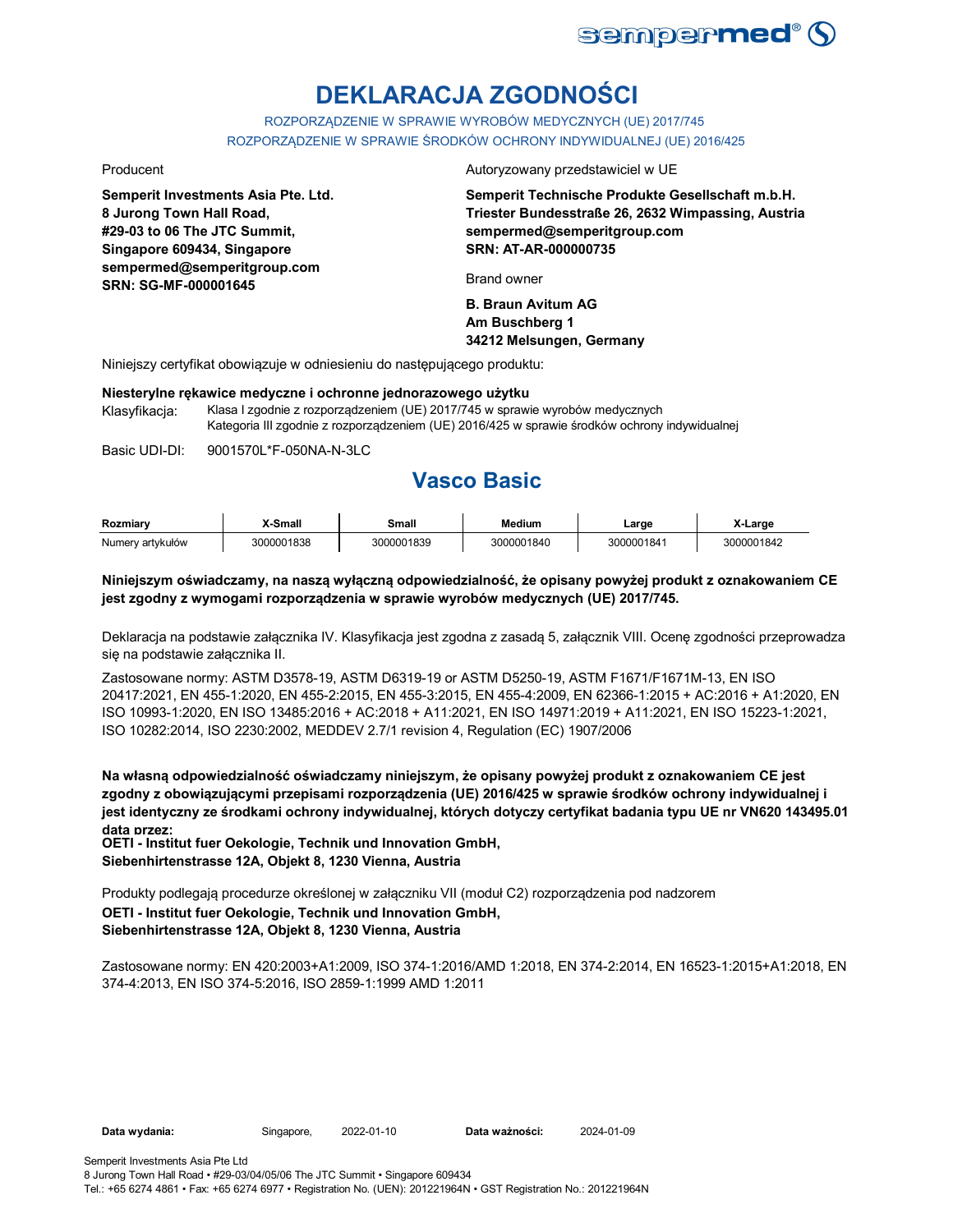# DEKLARACJA ZGODNOŚCI

ROZPORZĄDZENIE W SPRAWIE WYROBÓW MEDYCZNYCH (UE) 2017/745
ROZPORZĄDZENIE W SPRAWIE ŚRODKÓW OCHRONY INDYWIDUALNEJ (UE) 2016/425

Producent

**Semperit Investments Asia Pte. Ltd.**
**8 Jurong Town Hall Road,**
**#29-03 to 06 The JTC Summit,**
**Singapore 609434, Singapore**
**sempermed@semperitgroup.com**
**SRN: SG-MF-000001645**

Autoryzowany przedstawiciel w UE

**Semperit Technische Produkte Gesellschaft m.b.H.**
**Triester Bundesstraße 26, 2632 Wimpassing, Austria**
**sempermed@semperitgroup.com**
**SRN: AT-AR-000000735**

Brand owner

**B. Braun Avitum AG**
**Am Buschberg 1**
**34212 Melsungen, Germany**

Niniejszy certyfikat obowiązuje w odniesieniu do następującego produktu:

**Niesterylne rękawice medyczne i ochronne jednorazowego użytku**

Klasyfikacja: Klasa I zgodnie z rozporządzeniem (UE) 2017/745 w sprawie wyrobów medycznych
Kategoria III zgodnie z rozporządzeniem (UE) 2016/425 w sprawie środków ochrony indywidualnej

Basic UDI-DI: 9001570L*F-050NA-N-3LC

## Vasco Basic

| Rozmiary | X-Small | Small | Medium | Large | X-Large |
|---|---|---|---|---|---|
| Numery artykułów | 3000001838 | 3000001839 | 3000001840 | 3000001841 | 3000001842 |

**Niniejszym oświadczamy, na naszą wyłączną odpowiedzialność, że opisany powyżej produkt z oznakowaniem CE jest zgodny z wymogami rozporządzenia w sprawie wyrobów medycznych (UE) 2017/745.**

Deklaracja na podstawie załącznika IV. Klasyfikacja jest zgodna z zasadą 5, załącznik VIII. Ocenę zgodności przeprowadza się na podstawie załącznika II.

Zastosowane normy: ASTM D3578-19, ASTM D6319-19 or ASTM D5250-19, ASTM F1671/F1671M-13, EN ISO 20417:2021, EN 455-1:2020, EN 455-2:2015, EN 455-3:2015, EN 455-4:2009, EN 62366-1:2015 + AC:2016 + A1:2020, EN ISO 10993-1:2020, EN ISO 13485:2016 + AC:2018 + A11:2021, EN ISO 14971:2019 + A11:2021, EN ISO 15223-1:2021, ISO 10282:2014, ISO 2230:2002, MEDDEV 2.7/1 revision 4, Regulation (EC) 1907/2006

**Na własną odpowiedzialność oświadczamy niniejszym, że opisany powyżej produkt z oznakowaniem CE jest zgodny z obowiązującymi przepisami rozporządzenia (UE) 2016/425 w sprawie środków ochrony indywidualnej i jest identyczny ze środkami ochrony indywidualnej, których dotyczy certyfikat badania typu UE nr VN620 143495.01 data przez:**
**OETI - Institut fuer Oekologie, Technik und Innovation GmbH,**
**Siebenhirtenstrasse 12A, Objekt 8, 1230 Vienna, Austria**

Produkty podlegają procedurze określonej w załączniku VII (moduł C2) rozporządzenia pod nadzorem
**OETI - Institut fuer Oekologie, Technik und Innovation GmbH,**
**Siebenhirtenstrasse 12A, Objekt 8, 1230 Vienna, Austria**

Zastosowane normy: EN 420:2003+A1:2009, ISO 374-1:2016/AMD 1:2018, EN 374-2:2014, EN 16523-1:2015+A1:2018, EN 374-4:2013, EN ISO 374-5:2016, ISO 2859-1:1999 AMD 1:2011

**Data wydania:** Singapore, 2022-01-10 **Data ważności:** 2024-01-09

Semperit Investments Asia Pte Ltd
8 Jurong Town Hall Road • #29-03/04/05/06 The JTC Summit • Singapore 609434
Tel.: +65 6274 4861 • Fax: +65 6274 6977 • Registration No. (UEN): 201221964N • GST Registration No.: 201221964N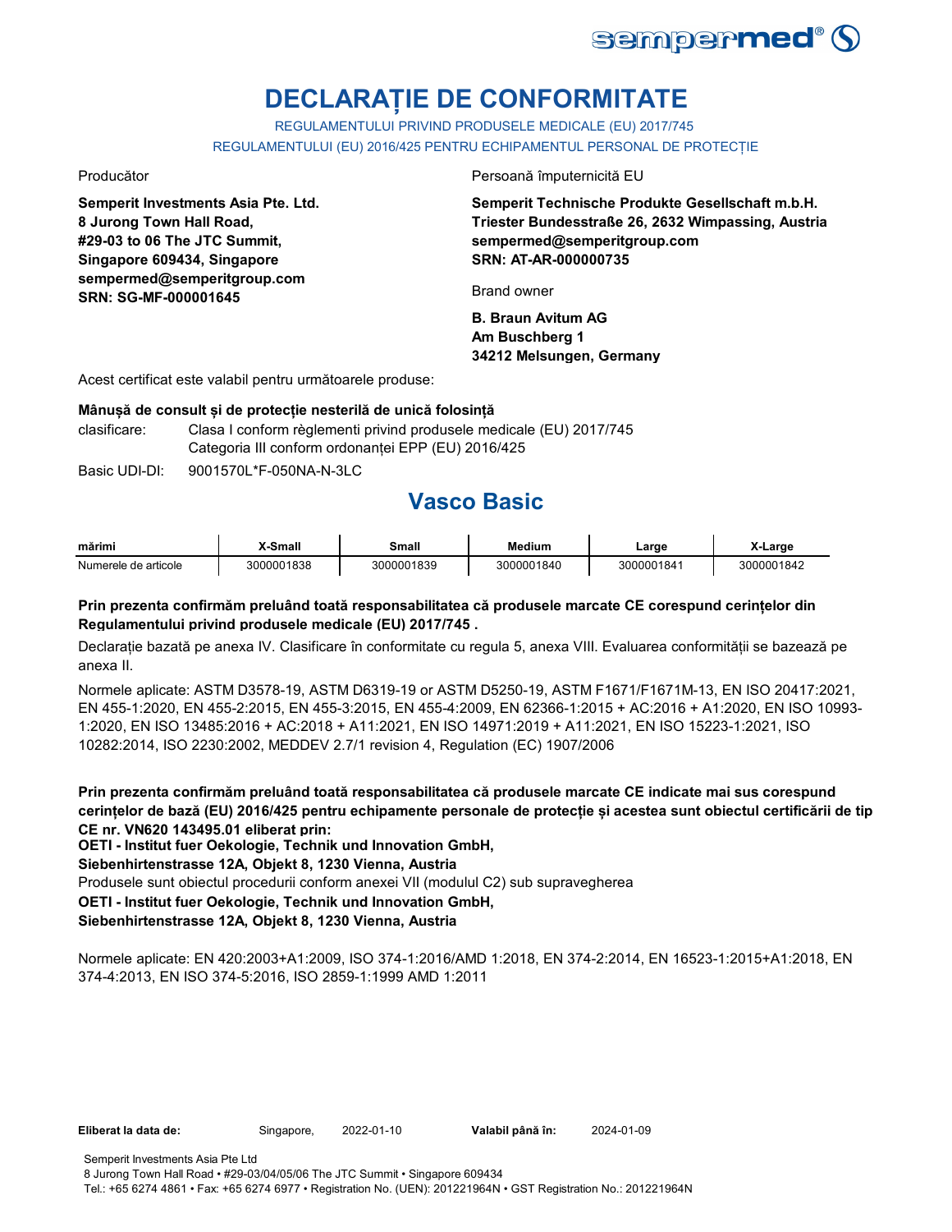# DECLARAȚIE DE CONFORMITATE

REGULAMENTULUI PRIVIND PRODUSELE MEDICALE (EU) 2017/745

REGULAMENTULUI (EU) 2016/425 PENTRU ECHIPAMENTUL PERSONAL DE PROTECȚIE

Producător

**Semperit Investments Asia Pte. Ltd.**
**8 Jurong Town Hall Road,**
**#29-03 to 06 The JTC Summit,**
**Singapore 609434, Singapore**
**sempermed@semperitgroup.com**
**SRN: SG-MF-000001645**

Persoană împuternicită EU

**Semperit Technische Produkte Gesellschaft m.b.H.**
**Triester Bundesstraße 26, 2632 Wimpassing, Austria**
**sempermed@semperitgroup.com**
**SRN: AT-AR-000000735**

Brand owner

**B. Braun Avitum AG**
**Am Buschberg 1**
**34212 Melsungen, Germany**

Acest certificat este valabil pentru următoarele produse:

**Mânușă de consult și de protecție nesterilă de unică folosință**

clasificare: Clasa I conform règlementi privind produsele medicale (EU) 2017/745
Categoria III conform ordonanței EPP (EU) 2016/425

Basic UDI-DI: 9001570L*F-050NA-N-3LC

## Vasco Basic

| mărimi | X-Small | Small | Medium | Large | X-Large |
|---|---|---|---|---|---|
| Numerele de articole | 3000001838 | 3000001839 | 3000001840 | 3000001841 | 3000001842 |

**Prin prezenta confirmăm preluând toată responsabilitatea că produsele marcate CE corespund cerințelor din Regulamentului privind produsele medicale (EU) 2017/745 .**

Declarație bazată pe anexa IV. Clasificare în conformitate cu regula 5, anexa VIII. Evaluarea conformității se bazează pe anexa II.

Normele aplicate: ASTM D3578-19, ASTM D6319-19 or ASTM D5250-19, ASTM F1671/F1671M-13, EN ISO 20417:2021, EN 455-1:2020, EN 455-2:2015, EN 455-3:2015, EN 455-4:2009, EN 62366-1:2015 + AC:2016 + A1:2020, EN ISO 10993-1:2020, EN ISO 13485:2016 + AC:2018 + A11:2021, EN ISO 14971:2019 + A11:2021, EN ISO 15223-1:2021, ISO 10282:2014, ISO 2230:2002, MEDDEV 2.7/1 revision 4, Regulation (EC) 1907/2006

**Prin prezenta confirmăm preluând toată responsabilitatea că produsele marcate CE indicate mai sus corespund cerințelor de bază (EU) 2016/425 pentru echipamente personale de protecție și acestea sunt obiectul certificării de tip CE nr. VN620 143495.01 eliberat prin:**
**OETI - Institut fuer Oekologie, Technik und Innovation GmbH,**
**Siebenhirtenstrasse 12A, Objekt 8, 1230 Vienna, Austria**
Produsele sunt obiectul procedurii conform anexei VII (modulul C2) sub supravegherea
**OETI - Institut fuer Oekologie, Technik und Innovation GmbH,**
**Siebenhirtenstrasse 12A, Objekt 8, 1230 Vienna, Austria**

Normele aplicate: EN 420:2003+A1:2009, ISO 374-1:2016/AMD 1:2018, EN 374-2:2014, EN 16523-1:2015+A1:2018, EN 374-4:2013, EN ISO 374-5:2016, ISO 2859-1:1999 AMD 1:2011

**Eliberat la data de:** Singapore, 2022-01-10 **Valabil până în:** 2024-01-09

Semperit Investments Asia Pte Ltd
8 Jurong Town Hall Road • #29-03/04/05/06 The JTC Summit • Singapore 609434
Tel.: +65 6274 4861 • Fax: +65 6274 6977 • Registration No. (UEN): 201221964N • GST Registration No.: 201221964N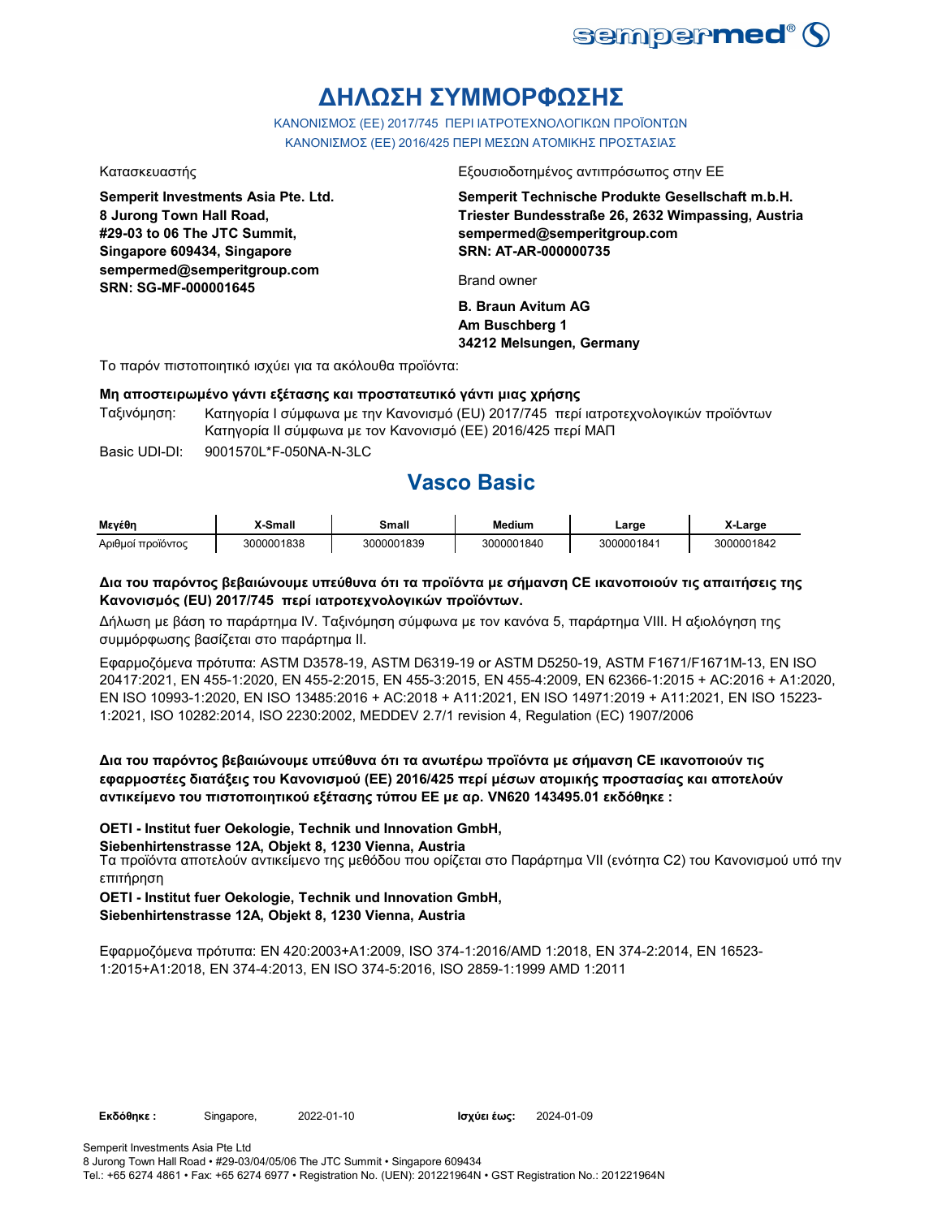# ΔΗΛΩΣΗ ΣΥΜΜΟΡΦΩΣΗΣ

ΚΑΝΟΝΙΣΜΟΣ (ΕΕ) 2017/745 ΠΕΡΙ ΙΑΤΡΟΤΕΧΝΟΛΟΓΙΚΩΝ ΠΡΟΪΟΝΤΩΝ
ΚΑΝΟΝΙΣΜΟΣ (ΕΕ) 2016/425 ΠΕΡΙ ΜΕΣΩΝ ΑΤΟΜΙΚΗΣ ΠΡΟΣΤΑΣΙΑΣ

Κατασκευαστής

**Semperit Investments Asia Pte. Ltd.**
**8 Jurong Town Hall Road,**
**#29-03 to 06 The JTC Summit,**
**Singapore 609434, Singapore**
**sempermed@semperitgroup.com**
**SRN: SG-MF-000001645**

Εξουσιοδοτημένος αντιπρόσωπος στην ΕΕ

**Semperit Technische Produkte Gesellschaft m.b.H.**
**Triester Bundesstraße 26, 2632 Wimpassing, Austria**
**sempermed@semperitgroup.com**
**SRN: AT-AR-000000735**

Brand owner

**B. Braun Avitum AG**
**Am Buschberg 1**
**34212 Melsungen, Germany**

Το παρόν πιστοποιητικό ισχύει για τα ακόλουθα προϊόντα:

**Μη αποστειρωμένο γάντι εξέτασης και προστατευτικό γάντι μιας χρήσης**

Ταξινόμηση: Κατηγορία I σύμφωνα με την Κανονισμό (EU) 2017/745 περί ιατροτεχνολογικών προϊόντων
Κατηγορία II σύμφωνα με τον Κανονισμό (ΕΕ) 2016/425 περί ΜΑΠ

Basic UDI-DI: 9001570L*F-050NA-N-3LC

## Vasco Basic

| Μεγέθη | X-Small | Small | Medium | Large | X-Large |
|---|---|---|---|---|---|
| Αριθμοί προϊόντος | 3000001838 | 3000001839 | 3000001840 | 3000001841 | 3000001842 |

**Δια του παρόντος βεβαιώνουμε υπεύθυνα ότι τα προϊόντα με σήμανση CE ικανοποιούν τις απαιτήσεις της Κανονισμός (EU) 2017/745 περί ιατροτεχνολογικών προϊόντων.**

Δήλωση με βάση το παράρτημα IV. Ταξινόμηση σύμφωνα με τον κανόνα 5, παράρτημα VIII. Η αξιολόγηση της συμμόρφωσης βασίζεται στο παράρτημα II.

Εφαρμοζόμενα πρότυπα: ASTM D3578-19, ASTM D6319-19 or ASTM D5250-19, ASTM F1671/F1671M-13, EN ISO 20417:2021, EN 455-1:2020, EN 455-2:2015, EN 455-3:2015, EN 455-4:2009, EN 62366-1:2015 + AC:2016 + A1:2020, EN ISO 10993-1:2020, EN ISO 13485:2016 + AC:2018 + A11:2021, EN ISO 14971:2019 + A11:2021, EN ISO 15223-1:2021, ISO 10282:2014, ISO 2230:2002, MEDDEV 2.7/1 revision 4, Regulation (EC) 1907/2006

**Δια του παρόντος βεβαιώνουμε υπεύθυνα ότι τα ανωτέρω προϊόντα με σήμανση CE ικανοποιούν τις εφαρμοστέες διατάξεις του Κανονισμού (ΕΕ) 2016/425 περί μέσων ατομικής προστασίας και αποτελούν αντικείμενο του πιστοποιητικού εξέτασης τύπου ΕΕ με αρ. VN620 143495.01 εκδόθηκε :**

**OETI - Institut fuer Oekologie, Technik und Innovation GmbH,**
**Siebenhirtenstrasse 12A, Objekt 8, 1230 Vienna, Austria**
Τα προϊόντα αποτελούν αντικείμενο της μεθόδου που ορίζεται στο Παράρτημα VII (ενότητα C2) του Κανονισμού υπό την επιτήρηση
**OETI - Institut fuer Oekologie, Technik und Innovation GmbH,**
**Siebenhirtenstrasse 12A, Objekt 8, 1230 Vienna, Austria**

Εφαρμοζόμενα πρότυπα: EN 420:2003+A1:2009, ISO 374-1:2016/AMD 1:2018, EN 374-2:2014, EN 16523-1:2015+A1:2018, EN 374-4:2013, EN ISO 374-5:2016, ISO 2859-1:1999 AMD 1:2011

**Εκδόθηκε :** Singapore, 2022-01-10 **Ισχύει έως:** 2024-01-09

Semperit Investments Asia Pte Ltd
8 Jurong Town Hall Road • #29-03/04/05/06 The JTC Summit • Singapore 609434
Tel.: +65 6274 4861 • Fax: +65 6274 6977 • Registration No. (UEN): 201221964N • GST Registration No.: 201221964N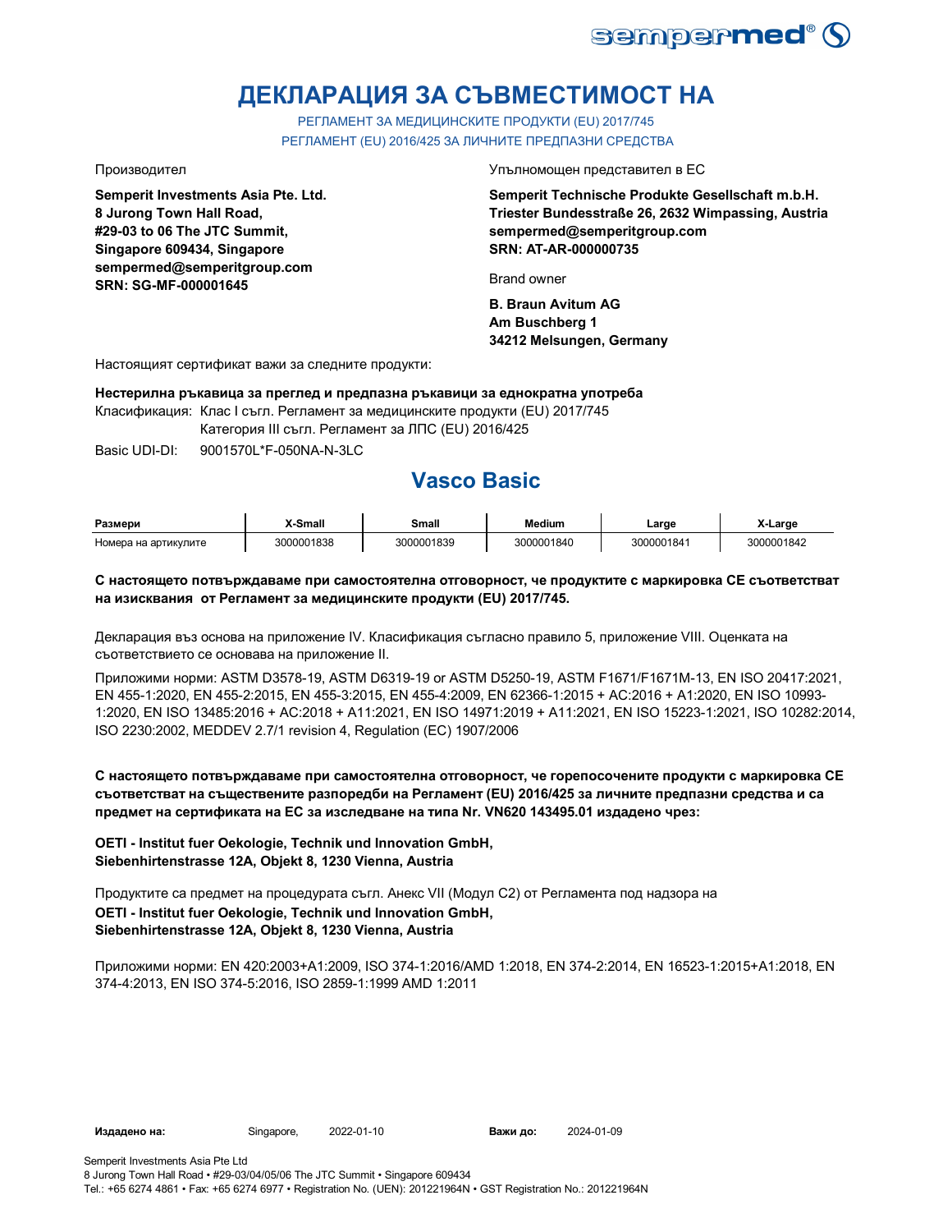sempermed®

# ДЕКЛАРАЦИЯ ЗА СЪВМЕСТИМОСТ НА

РЕГЛАМЕНТ ЗА МЕДИЦИНСКИТЕ ПРОДУКТИ (EU) 2017/745
РЕГЛАМЕНТ (EU) 2016/425 ЗА ЛИЧНИТЕ ПРЕДПАЗНИ СРЕДСТВА

Производител

**Semperit Investments Asia Pte. Ltd.**
**8 Jurong Town Hall Road,**
**#29-03 to 06 The JTC Summit,**
**Singapore 609434, Singapore**
**sempermed@semperitgroup.com**
**SRN: SG-MF-000001645**

Упълномощен представител в ЕС

**Semperit Technische Produkte Gesellschaft m.b.H.**
**Triester Bundesstraße 26, 2632 Wimpassing, Austria**
**sempermed@semperitgroup.com**
**SRN: AT-AR-000000735**

Brand owner

**B. Braun Avitum AG**
**Am Buschberg 1**
**34212 Melsungen, Germany**

Настоящият сертификат важи за следните продукти:

**Нестерилна ръкавица за преглед и предпазна ръкавици за еднократна употреба**

Класификация: Клас I съгл. Регламент за медицинските продукти (EU) 2017/745
Категория III съгл. Регламент за ЛПС (EU) 2016/425

Basic UDI-DI: 9001570L*F-050NA-N-3LC

## Vasco Basic

| Размери | X-Small | Small | Medium | Large | X-Large |
|---|---|---|---|---|---|
| Номера на артикулите | 3000001838 | 3000001839 | 3000001840 | 3000001841 | 3000001842 |

**С настоящето потвърждаваме при самостоятелна отговорност, че продуктите с маркировка СЕ съответстват на изисквания от Регламент за медицинските продукти (EU) 2017/745.**

Декларация въз основа на приложение IV. Класификация съгласно правило 5, приложение VIII. Оценката на съответствието се основава на приложение II.

Приложими норми: ASTM D3578-19, ASTM D6319-19 or ASTM D5250-19, ASTM F1671/F1671M-13, EN ISO 20417:2021, EN 455-1:2020, EN 455-2:2015, EN 455-3:2015, EN 455-4:2009, EN 62366-1:2015 + AC:2016 + A1:2020, EN ISO 10993-1:2020, EN ISO 13485:2016 + AC:2018 + A11:2021, EN ISO 14971:2019 + A11:2021, EN ISO 15223-1:2021, ISO 10282:2014, ISO 2230:2002, MEDDEV 2.7/1 revision 4, Regulation (EC) 1907/2006

**С настоящето потвърждаваме при самостоятелна отговорност, че горепосочените продукти с маркировка СЕ съответстват на съществените разпоредби на Регламент (EU) 2016/425 за личните предпазни средства и са предмет на сертификата на ЕС за изследване на типа Nr. VN620 143495.01 издадено чрез:**

**OETI - Institut fuer Oekologie, Technik und Innovation GmbH,**
**Siebenhirtenstrasse 12A, Objekt 8, 1230 Vienna, Austria**

Продуктите са предмет на процедурата съгл. Анекс VII (Модул С2) от Регламента под надзора на
**OETI - Institut fuer Oekologie, Technik und Innovation GmbH,**
**Siebenhirtenstrasse 12A, Objekt 8, 1230 Vienna, Austria**

Приложими норми: EN 420:2003+A1:2009, ISO 374-1:2016/AMD 1:2018, EN 374-2:2014, EN 16523-1:2015+A1:2018, EN 374-4:2013, EN ISO 374-5:2016, ISO 2859-1:1999 AMD 1:2011

**Издадено на:** Singapore, 2022-01-10 **Важи до:** 2024-01-09

Semperit Investments Asia Pte Ltd
8 Jurong Town Hall Road • #29-03/04/05/06 The JTC Summit • Singapore 609434
Tel.: +65 6274 4861 • Fax: +65 6274 6977 • Registration No. (UEN): 201221964N • GST Registration No.: 201221964N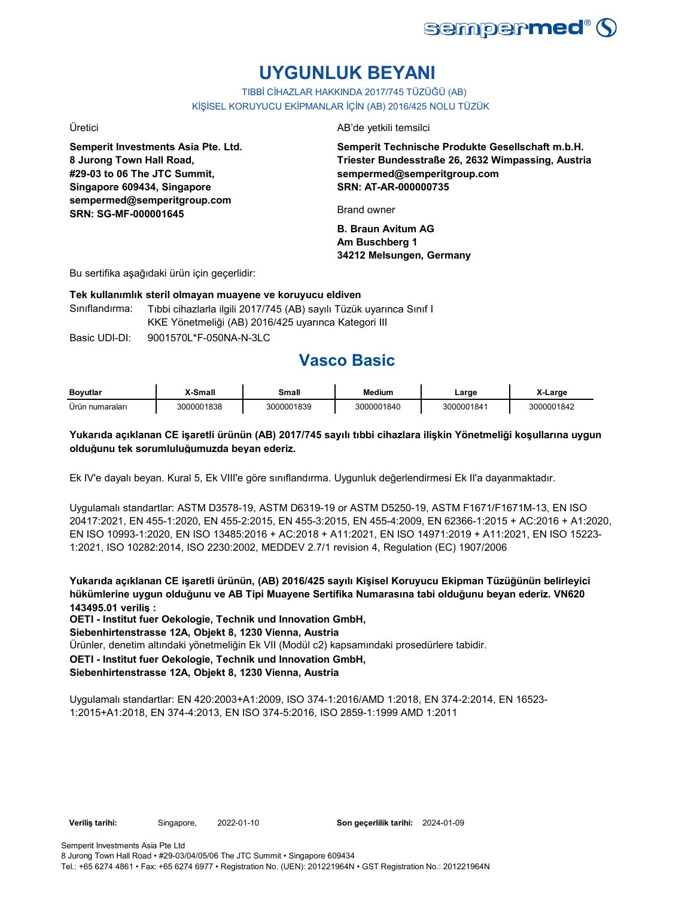sempermed®

# UYGUNLUK BEYANI

TIBBİ CİHAZLAR HAKKINDA 2017/745 TÜZÜĞÜ (AB)
KİŞİSEL KORUYUCU EKİPMANLAR İÇİN (AB) 2016/425 NOLU TÜZÜK

Üretici

**Semperit Investments Asia Pte. Ltd.**
**8 Jurong Town Hall Road,**
**#29-03 to 06 The JTC Summit,**
**Singapore 609434, Singapore**
**sempermed@semperitgroup.com**
**SRN: SG-MF-000001645**

AB'de yetkili temsilci

**Semperit Technische Produkte Gesellschaft m.b.H.**
**Triester Bundesstraße 26, 2632 Wimpassing, Austria**
**sempermed@semperitgroup.com**
**SRN: AT-AR-000000735**

Brand owner

**B. Braun Avitum AG**
**Am Buschberg 1**
**34212 Melsungen, Germany**

Bu sertifika aşağıdaki ürün için geçerlidir:

**Tek kullanımlık steril olmayan muayene ve koruyucu eldiven**

Sınıflandırma: Tıbbi cihazlarla ilgili 2017/745 (AB) sayılı Tüzük uyarınca Sınıf I
KKE Yönetmeliği (AB) 2016/425 uyarınca Kategori III

Basic UDI-DI: 9001570L*F-050NA-N-3LC

## Vasco Basic

| Boyutlar | X-Small | Small | Medium | Large | X-Large |
|---|---|---|---|---|---|
| Ürün numaraları | 3000001838 | 3000001839 | 3000001840 | 3000001841 | 3000001842 |

**Yukarıda açıklanan CE işaretli ürünün (AB) 2017/745 sayılı tıbbi cihazlara ilişkin Yönetmeliği koşullarına uygun olduğunu tek sorumluluğumuzda beyan ederiz.**

Ek IV'e dayalı beyan. Kural 5, Ek VIII'e göre sınıflandırma. Uygunluk değerlendirmesi Ek II'a dayanmaktadır.

Uygulamalı standartlar: ASTM D3578-19, ASTM D6319-19 or ASTM D5250-19, ASTM F1671/F1671M-13, EN ISO 20417:2021, EN 455-1:2020, EN 455-2:2015, EN 455-3:2015, EN 455-4:2009, EN 62366-1:2015 + AC:2016 + A1:2020, EN ISO 10993-1:2020, EN ISO 13485:2016 + AC:2018 + A11:2021, EN ISO 14971:2019 + A11:2021, EN ISO 15223-1:2021, ISO 10282:2014, ISO 2230:2002, MEDDEV 2.7/1 revision 4, Regulation (EC) 1907/2006

**Yukarıda açıklanan CE işaretli ürünün, (AB) 2016/425 sayılı Kişisel Koruyucu Ekipman Tüzüğünün belirleyici hükümlerine uygun olduğunu ve AB Tipi Muayene Sertifika Numarasına tabi olduğunu beyan ederiz. VN620 143495.01 veriliş :**
**OETI - Institut fuer Oekologie, Technik und Innovation GmbH,**
**Siebenhirtenstrasse 12A, Objekt 8, 1230 Vienna, Austria**
Ürünler, denetim altındaki yönetmeliğin Ek VII (Modül c2) kapsamındaki prosedürlere tabidir.
**OETI - Institut fuer Oekologie, Technik und Innovation GmbH,**
**Siebenhirtenstrasse 12A, Objekt 8, 1230 Vienna, Austria**

Uygulamalı standartlar: EN 420:2003+A1:2009, ISO 374-1:2016/AMD 1:2018, EN 374-2:2014, EN 16523-1:2015+A1:2018, EN 374-4:2013, EN ISO 374-5:2016, ISO 2859-1:1999 AMD 1:2011

**Veriliş tarihi:** Singapore, 2022-01-10 **Son geçerlilik tarihi:** 2024-01-09

Semperit Investments Asia Pte Ltd
8 Jurong Town Hall Road • #29-03/04/05/06 The JTC Summit • Singapore 609434
Tel.: +65 6274 4861 • Fax: +65 6274 6977 • Registration No. (UEN): 201221964N • GST Registration No.: 201221964N